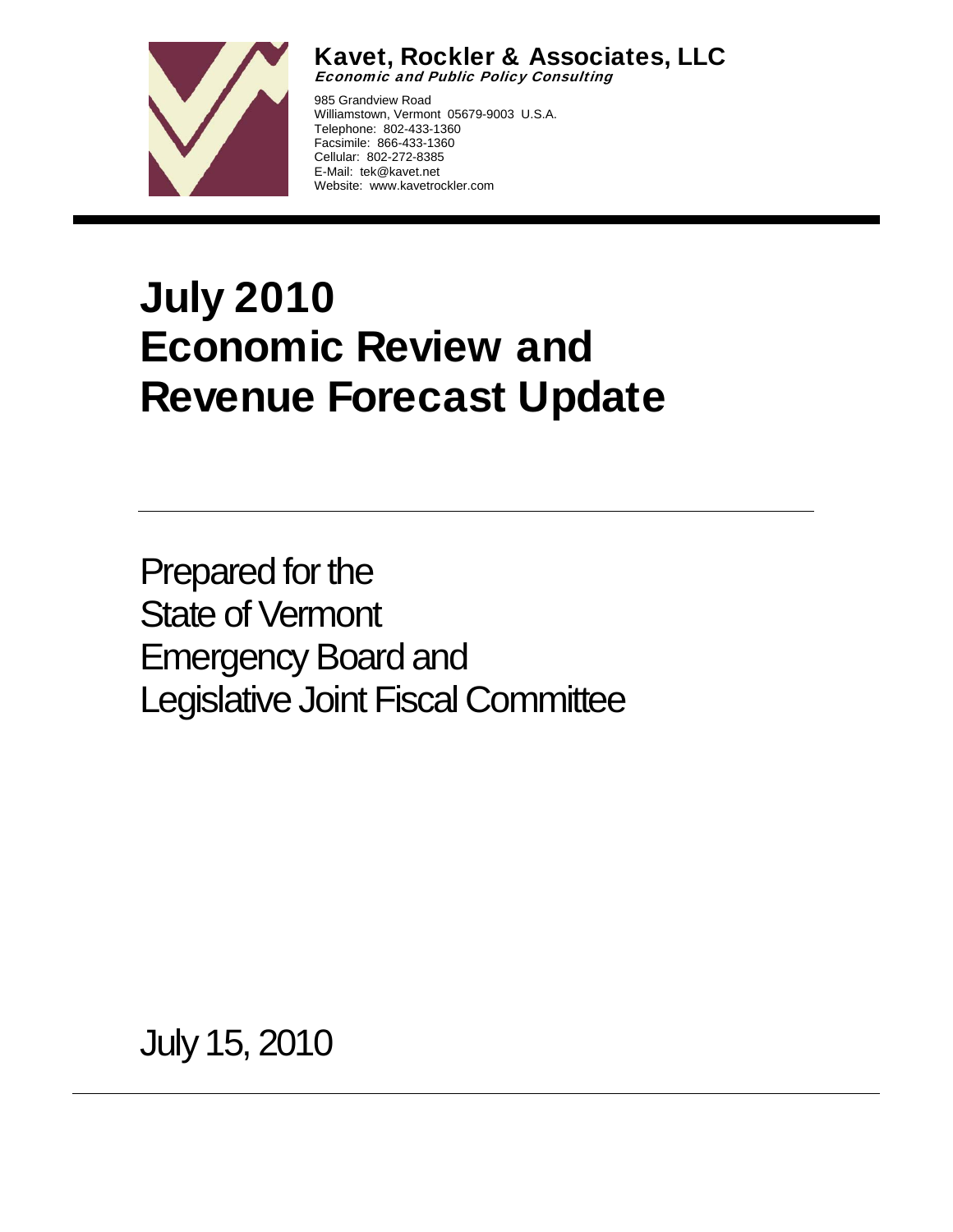**Kavet, Rockler & Associates, LLC**
*Economic and Public Policy Consulting*

985 Grandview Road
Williamstown, Vermont 05679-9003 U.S.A.
Telephone: 802-433-1360
Facsimile: 866-433-1360
Cellular: 802-272-8385
E-Mail: tek@kavet.net
Website: www.kavetrockler.com

# July 2010 Economic Review and Revenue Forecast Update

Prepared for the
State of Vermont
Emergency Board and
Legislative Joint Fiscal Committee

July 15, 2010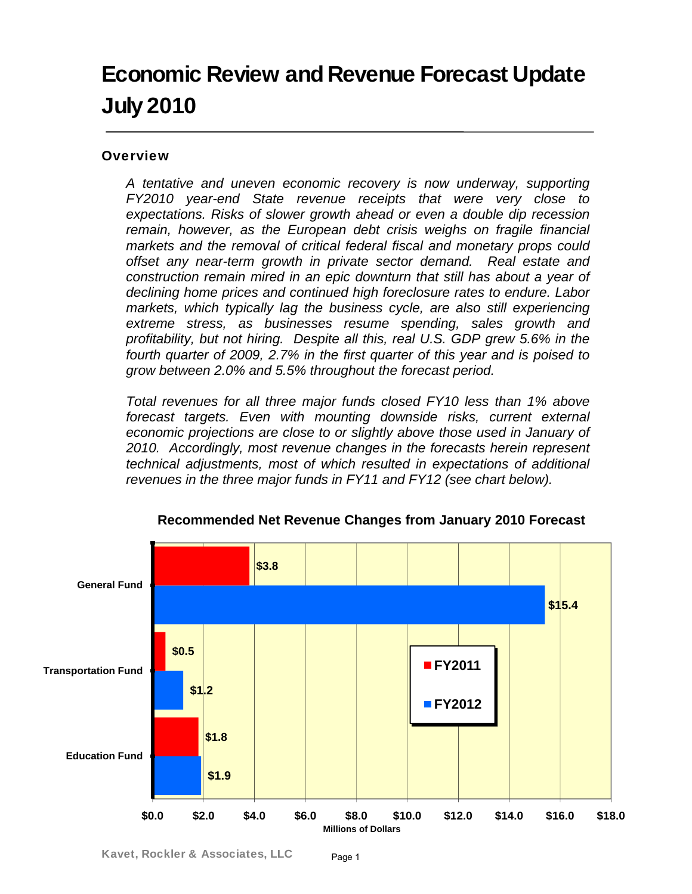# Economic Review and Revenue Forecast Update July 2010

## Overview

*A tentative and uneven economic recovery is now underway, supporting FY2010 year-end State revenue receipts that were very close to expectations. Risks of slower growth ahead or even a double dip recession remain, however, as the European debt crisis weighs on fragile financial markets and the removal of critical federal fiscal and monetary props could offset any near-term growth in private sector demand. Real estate and construction remain mired in an epic downturn that still has about a year of declining home prices and continued high foreclosure rates to endure. Labor markets, which typically lag the business cycle, are also still experiencing extreme stress, as businesses resume spending, sales growth and profitability, but not hiring. Despite all this, real U.S. GDP grew 5.6% in the fourth quarter of 2009, 2.7% in the first quarter of this year and is poised to grow between 2.0% and 5.5% throughout the forecast period.*

*Total revenues for all three major funds closed FY10 less than 1% above forecast targets. Even with mounting downside risks, current external economic projections are close to or slightly above those used in January of 2010. Accordingly, most revenue changes in the forecasts herein represent technical adjustments, most of which resulted in expectations of additional revenues in the three major funds in FY11 and FY12 (see chart below).*

**Recommended Net Revenue Changes from January 2010 Forecast**

| Fund | FY2011 | FY2012 |
|---|---|---|
| General Fund | $3.8 | $15.4 |
| Transportation Fund | $0.5 | $1.2 |
| Education Fund | $1.8 | $1.9 |

Millions of Dollars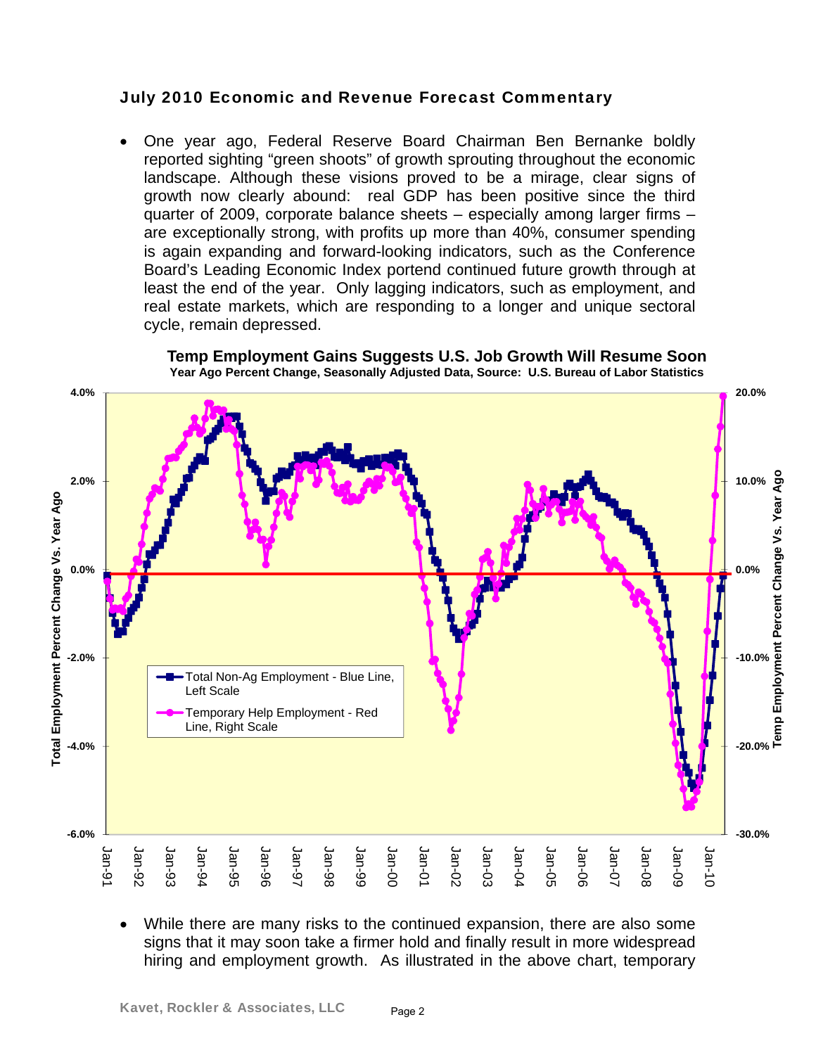### July 2010 Economic and Revenue Forecast Commentary

- One year ago, Federal Reserve Board Chairman Ben Bernanke boldly reported sighting "green shoots" of growth sprouting throughout the economic landscape. Although these visions proved to be a mirage, clear signs of growth now clearly abound: real GDP has been positive since the third quarter of 2009, corporate balance sheets – especially among larger firms – are exceptionally strong, with profits up more than 40%, consumer spending is again expanding and forward-looking indicators, such as the Conference Board's Leading Economic Index portend continued future growth through at least the end of the year. Only lagging indicators, such as employment, and real estate markets, which are responding to a longer and unique sectoral cycle, remain depressed.

**Temp Employment Gains Suggests U.S. Job Growth Will Resume Soon**
**Year Ago Percent Change, Seasonally Adjusted Data, Source: U.S. Bureau of Labor Statistics**

- While there are many risks to the continued expansion, there are also some signs that it may soon take a firmer hold and finally result in more widespread hiring and employment growth. As illustrated in the above chart, temporary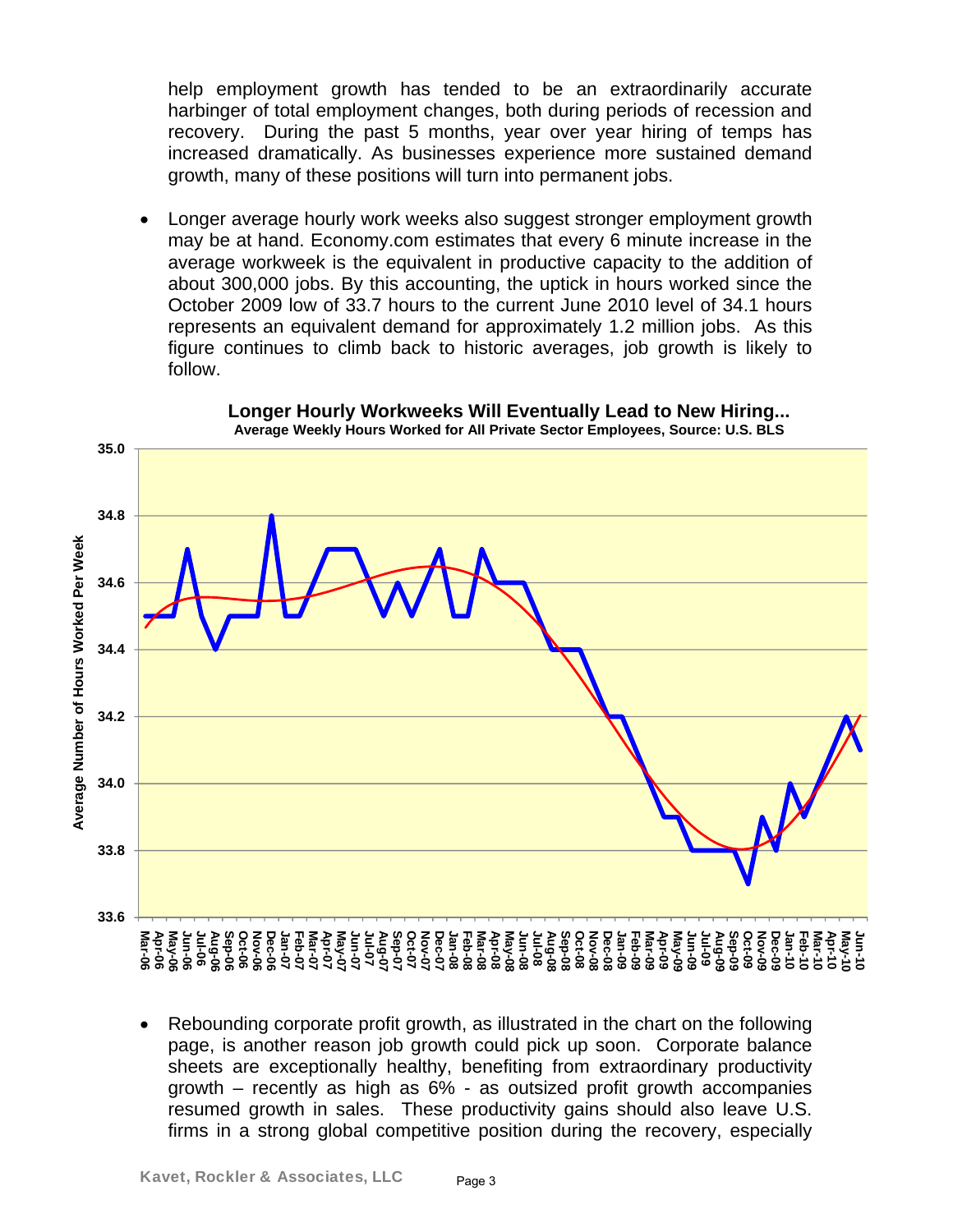help employment growth has tended to be an extraordinarily accurate harbinger of total employment changes, both during periods of recession and recovery. During the past 5 months, year over year hiring of temps has increased dramatically. As businesses experience more sustained demand growth, many of these positions will turn into permanent jobs.

- Longer average hourly work weeks also suggest stronger employment growth may be at hand. Economy.com estimates that every 6 minute increase in the average workweek is the equivalent in productive capacity to the addition of about 300,000 jobs. By this accounting, the uptick in hours worked since the October 2009 low of 33.7 hours to the current June 2010 level of 34.1 hours represents an equivalent demand for approximately 1.2 million jobs. As this figure continues to climb back to historic averages, job growth is likely to follow.

**Longer Hourly Workweeks Will Eventually Lead to New Hiring...**
**Average Weekly Hours Worked for All Private Sector Employees, Source: U.S. BLS**

- Rebounding corporate profit growth, as illustrated in the chart on the following page, is another reason job growth could pick up soon. Corporate balance sheets are exceptionally healthy, benefiting from extraordinary productivity growth – recently as high as 6% - as outsized profit growth accompanies resumed growth in sales. These productivity gains should also leave U.S. firms in a strong global competitive position during the recovery, especially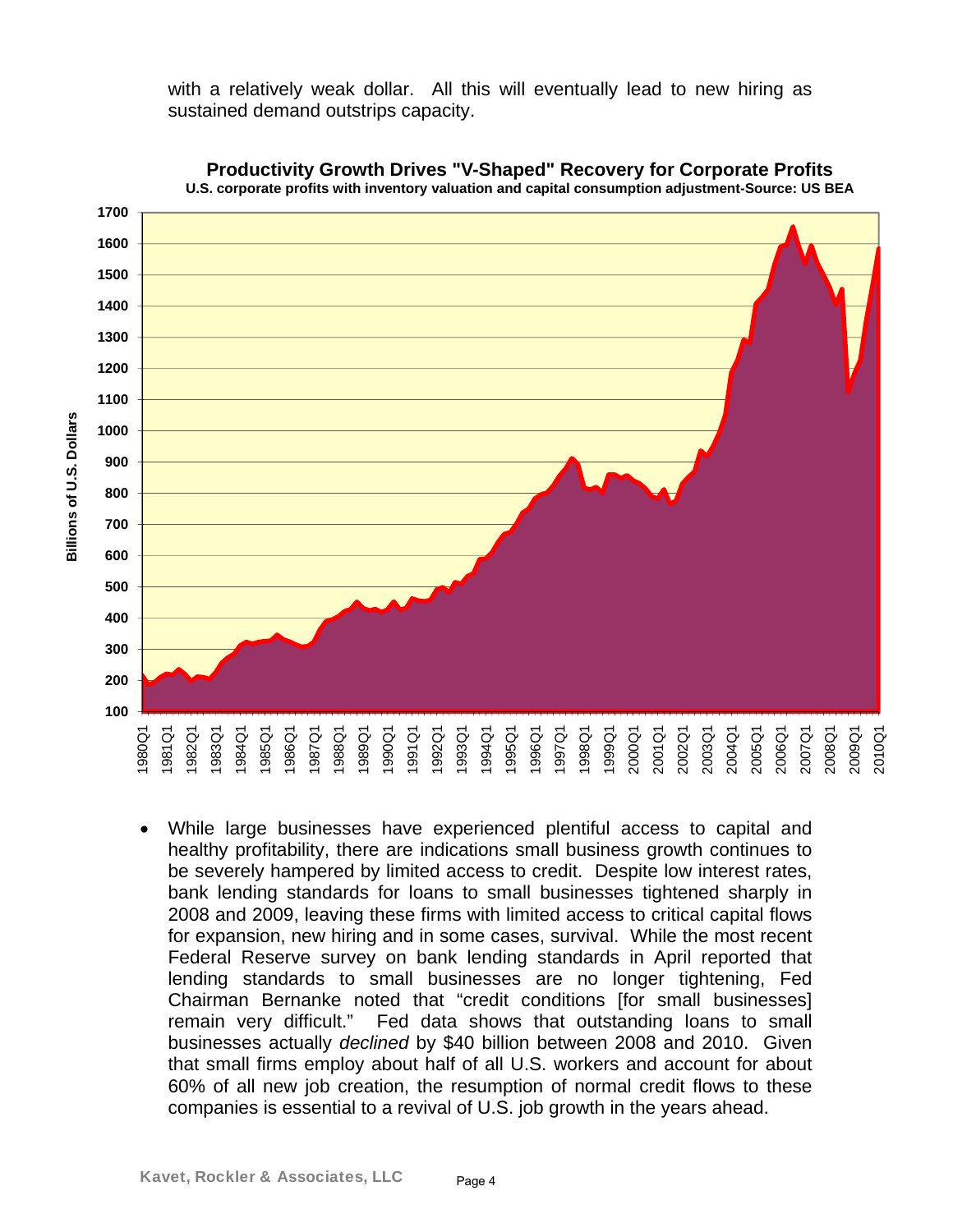with a relatively weak dollar. All this will eventually lead to new hiring as sustained demand outstrips capacity.

**Productivity Growth Drives "V-Shaped" Recovery for Corporate Profits**
**U.S. corporate profits with inventory valuation and capital consumption adjustment-Source: US BEA**

- While large businesses have experienced plentiful access to capital and healthy profitability, there are indications small business growth continues to be severely hampered by limited access to credit. Despite low interest rates, bank lending standards for loans to small businesses tightened sharply in 2008 and 2009, leaving these firms with limited access to critical capital flows for expansion, new hiring and in some cases, survival. While the most recent Federal Reserve survey on bank lending standards in April reported that lending standards to small businesses are no longer tightening, Fed Chairman Bernanke noted that "credit conditions [for small businesses] remain very difficult." Fed data shows that outstanding loans to small businesses actually *declined* by $40 billion between 2008 and 2010. Given that small firms employ about half of all U.S. workers and account for about 60% of all new job creation, the resumption of normal credit flows to these companies is essential to a revival of U.S. job growth in the years ahead.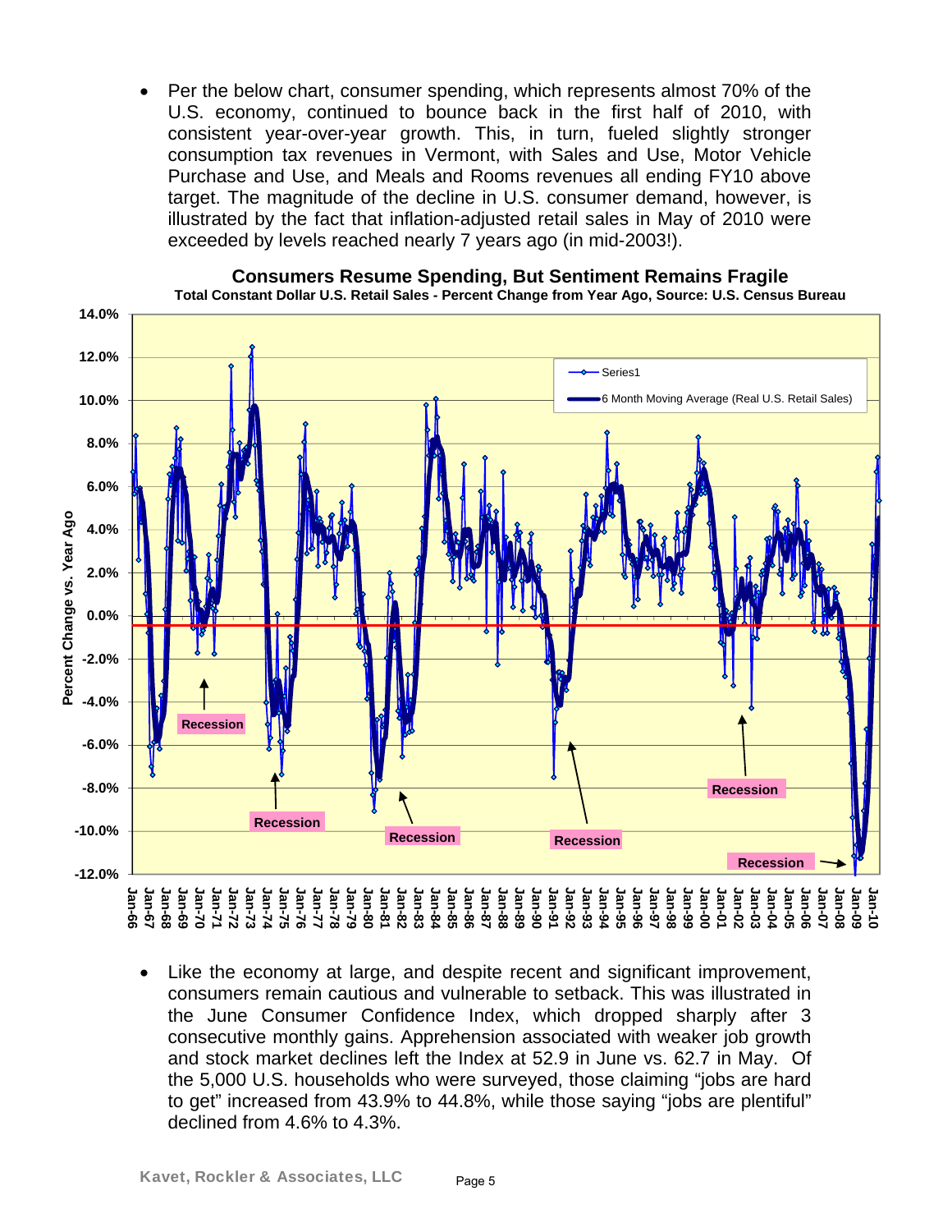- Per the below chart, consumer spending, which represents almost 70% of the U.S. economy, continued to bounce back in the first half of 2010, with consistent year-over-year growth. This, in turn, fueled slightly stronger consumption tax revenues in Vermont, with Sales and Use, Motor Vehicle Purchase and Use, and Meals and Rooms revenues all ending FY10 above target. The magnitude of the decline in U.S. consumer demand, however, is illustrated by the fact that inflation-adjusted retail sales in May of 2010 were exceeded by levels reached nearly 7 years ago (in mid-2003!).

**Consumers Resume Spending, But Sentiment Remains Fragile**

**Total Constant Dollar U.S. Retail Sales - Percent Change from Year Ago, Source: U.S. Census Bureau**

- Like the economy at large, and despite recent and significant improvement, consumers remain cautious and vulnerable to setback. This was illustrated in the June Consumer Confidence Index, which dropped sharply after 3 consecutive monthly gains. Apprehension associated with weaker job growth and stock market declines left the Index at 52.9 in June vs. 62.7 in May. Of the 5,000 U.S. households who were surveyed, those claiming "jobs are hard to get" increased from 43.9% to 44.8%, while those saying "jobs are plentiful" declined from 4.6% to 4.3%.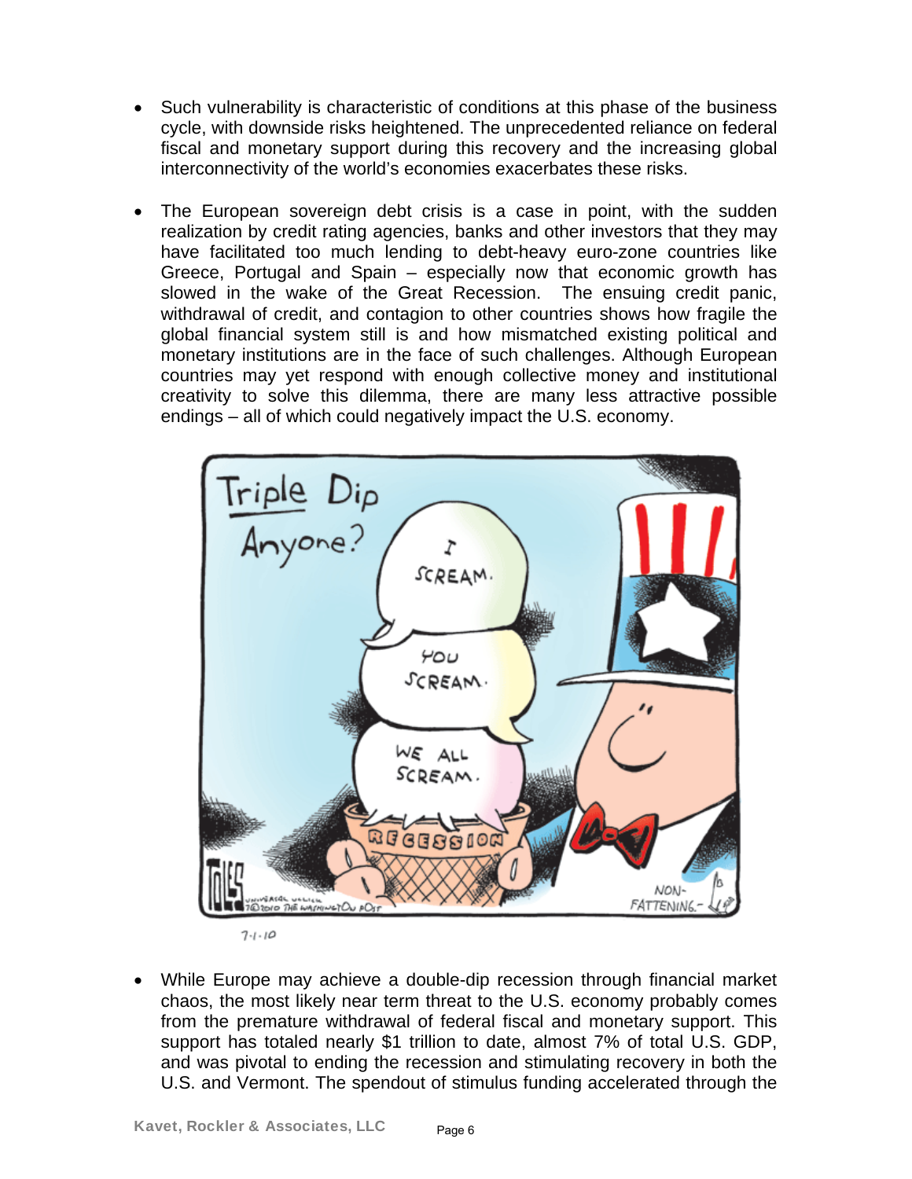- Such vulnerability is characteristic of conditions at this phase of the business cycle, with downside risks heightened. The unprecedented reliance on federal fiscal and monetary support during this recovery and the increasing global interconnectivity of the world's economies exacerbates these risks.

- The European sovereign debt crisis is a case in point, with the sudden realization by credit rating agencies, banks and other investors that they may have facilitated too much lending to debt-heavy euro-zone countries like Greece, Portugal and Spain – especially now that economic growth has slowed in the wake of the Great Recession. The ensuing credit panic, withdrawal of credit, and contagion to other countries shows how fragile the global financial system still is and how mismatched existing political and monetary institutions are in the face of such challenges. Although European countries may yet respond with enough collective money and institutional creativity to solve this dilemma, there are many less attractive possible endings – all of which could negatively impact the U.S. economy.

- While Europe may achieve a double-dip recession through financial market chaos, the most likely near term threat to the U.S. economy probably comes from the premature withdrawal of federal fiscal and monetary support. This support has totaled nearly $1 trillion to date, almost 7% of total U.S. GDP, and was pivotal to ending the recession and stimulating recovery in both the U.S. and Vermont. The spendout of stimulus funding accelerated through the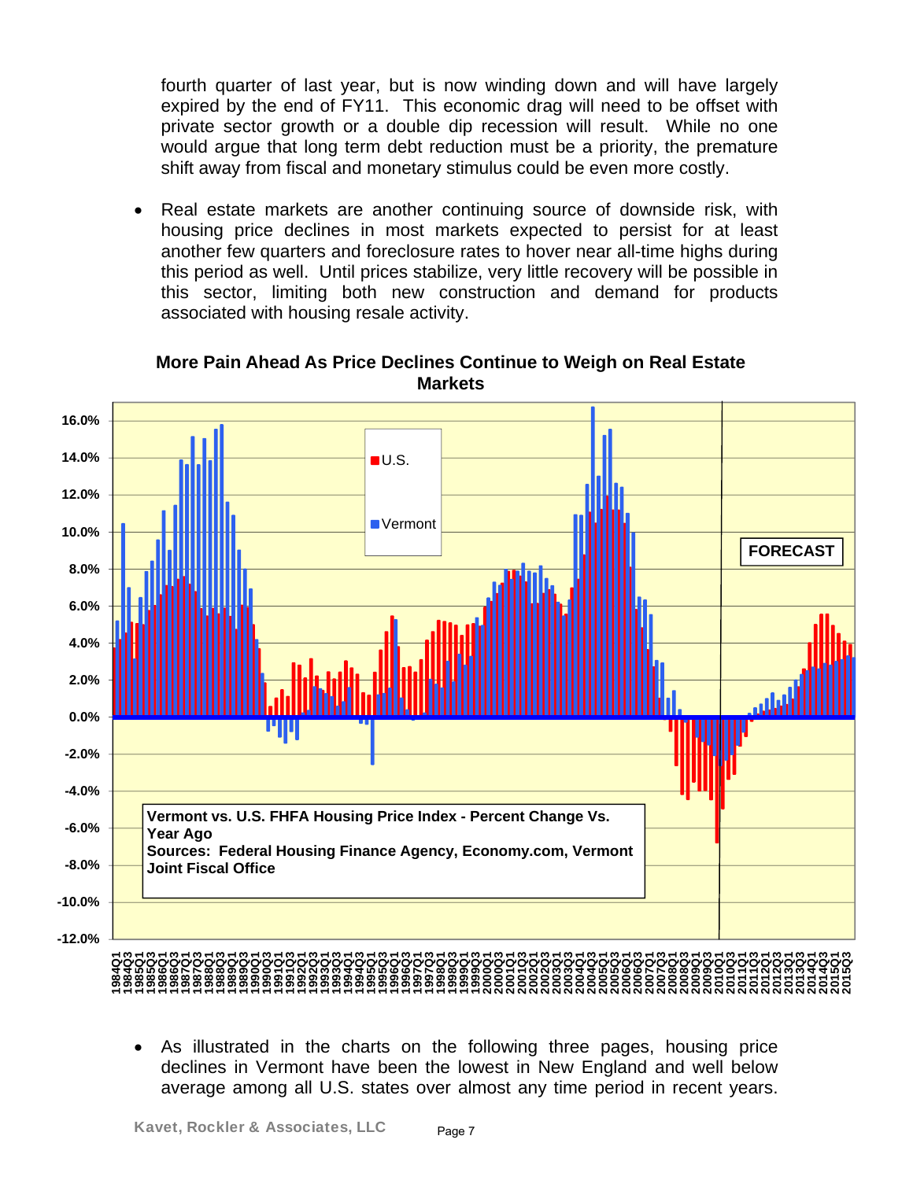fourth quarter of last year, but is now winding down and will have largely expired by the end of FY11. This economic drag will need to be offset with private sector growth or a double dip recession will result. While no one would argue that long term debt reduction must be a priority, the premature shift away from fiscal and monetary stimulus could be even more costly.

- Real estate markets are another continuing source of downside risk, with housing price declines in most markets expected to persist for at least another few quarters and foreclosure rates to hover near all-time highs during this period as well. Until prices stabilize, very little recovery will be possible in this sector, limiting both new construction and demand for products associated with housing resale activity.

**More Pain Ahead As Price Declines Continue to Weigh on Real Estate Markets**

U.S.
Vermont
FORECAST

**Vermont vs. U.S. FHFA Housing Price Index - Percent Change Vs. Year Ago**
**Sources: Federal Housing Finance Agency, Economy.com, Vermont Joint Fiscal Office**

- As illustrated in the charts on the following three pages, housing price declines in Vermont have been the lowest in New England and well below average among all U.S. states over almost any time period in recent years.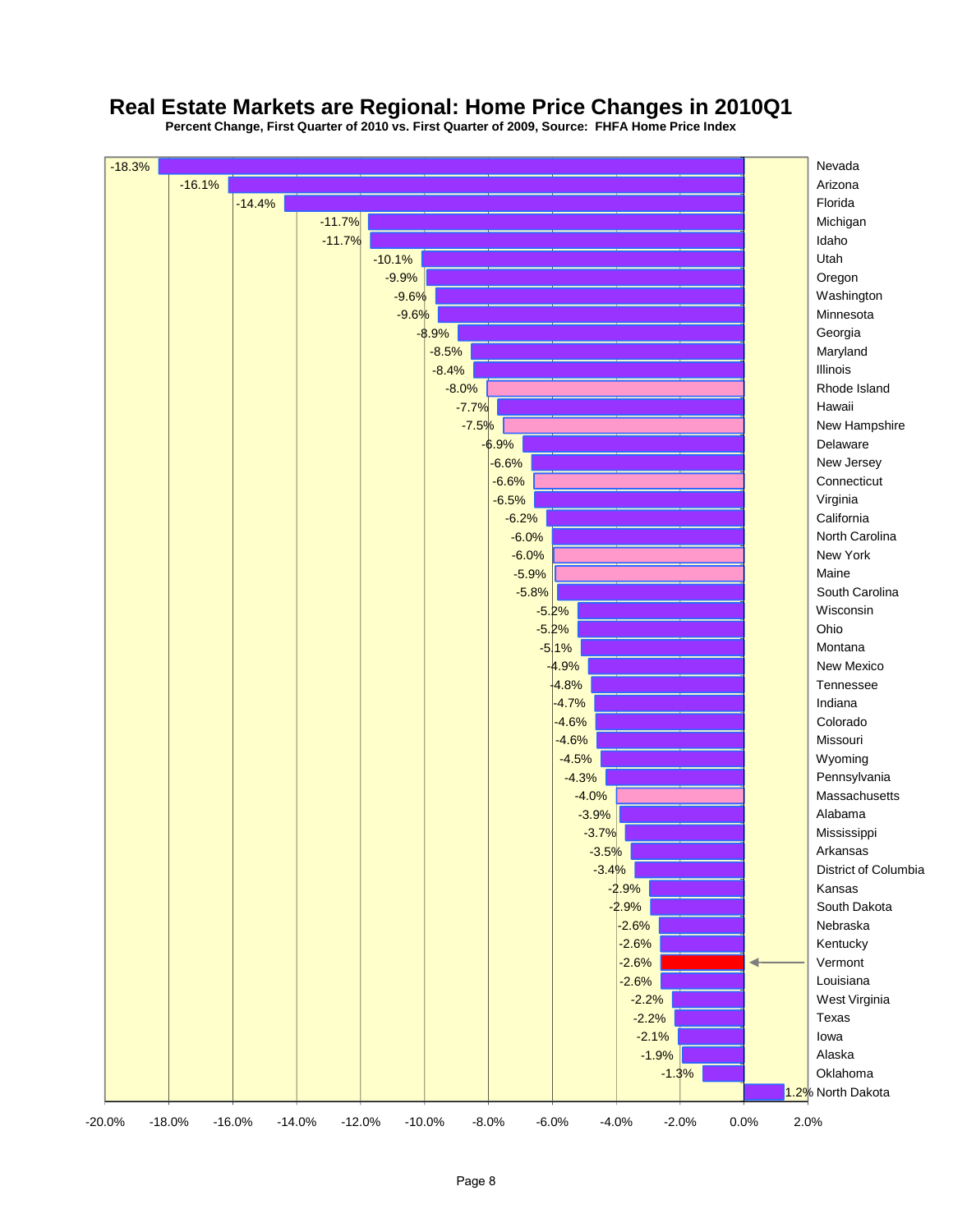# Real Estate Markets are Regional: Home Price Changes in 2010Q1

**Percent Change, First Quarter of 2010 vs. First Quarter of 2009, Source: FHFA Home Price Index**

| State | Percent Change |
|---|---|
| Nevada | -18.3% |
| Arizona | -16.1% |
| Florida | -14.4% |
| Michigan | -11.7% |
| Idaho | -11.7% |
| Utah | -10.1% |
| Oregon | -9.9% |
| Washington | -9.6% |
| Minnesota | -9.6% |
| Georgia | -8.9% |
| Maryland | -8.5% |
| Illinois | -8.4% |
| Rhode Island | -8.0% |
| Hawaii | -7.7% |
| New Hampshire | -7.5% |
| Delaware | -6.9% |
| New Jersey | -6.6% |
| Connecticut | -6.6% |
| Virginia | -6.5% |
| California | -6.2% |
| North Carolina | -6.0% |
| New York | -6.0% |
| Maine | -5.9% |
| South Carolina | -5.8% |
| Wisconsin | -5.2% |
| Ohio | -5.2% |
| Montana | -5.1% |
| New Mexico | -4.9% |
| Tennessee | -4.8% |
| Indiana | -4.7% |
| Colorado | -4.6% |
| Missouri | -4.6% |
| Wyoming | -4.5% |
| Pennsylvania | -4.3% |
| Massachusetts | -4.0% |
| Alabama | -3.9% |
| Mississippi | -3.7% |
| Arkansas | -3.5% |
| District of Columbia | -3.4% |
| Kansas | -2.9% |
| South Dakota | -2.9% |
| Nebraska | -2.6% |
| Kentucky | -2.6% |
| Vermont | -2.6% |
| Louisiana | -2.6% |
| West Virginia | -2.2% |
| Texas | -2.2% |
| Iowa | -2.1% |
| Alaska | -1.9% |
| Oklahoma | -1.3% |
| North Dakota | 1.2% |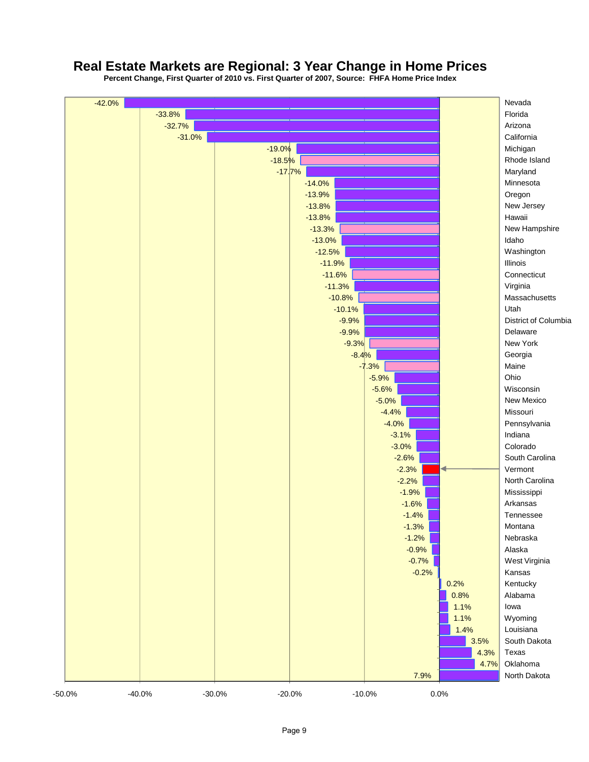# Real Estate Markets are Regional: 3 Year Change in Home Prices

**Percent Change, First Quarter of 2010 vs. First Quarter of 2007, Source: FHFA Home Price Index**

| State | Percent Change |
|---|---|
| Nevada | -42.0% |
| Florida | -33.8% |
| Arizona | -32.7% |
| California | -31.0% |
| Michigan | -19.0% |
| Rhode Island | -18.5% |
| Maryland | -17.7% |
| Minnesota | -14.0% |
| Oregon | -13.9% |
| New Jersey | -13.8% |
| Hawaii | -13.8% |
| New Hampshire | -13.3% |
| Idaho | -13.0% |
| Washington | -12.5% |
| Illinois | -11.9% |
| Connecticut | -11.6% |
| Virginia | -11.3% |
| Massachusetts | -10.8% |
| Utah | -10.1% |
| District of Columbia | -9.9% |
| Delaware | -9.9% |
| New York | -9.3% |
| Georgia | -8.4% |
| Maine | -7.3% |
| Ohio | -5.9% |
| Wisconsin | -5.6% |
| New Mexico | -5.0% |
| Missouri | -4.4% |
| Pennsylvania | -4.0% |
| Indiana | -3.1% |
| Colorado | -3.0% |
| South Carolina | -2.6% |
| Vermont | -2.3% |
| North Carolina | -2.2% |
| Mississippi | -1.9% |
| Arkansas | -1.6% |
| Tennessee | -1.4% |
| Montana | -1.3% |
| Nebraska | -1.2% |
| Alaska | -0.9% |
| West Virginia | -0.7% |
| Kansas | -0.2% |
| Kentucky | 0.2% |
| Alabama | 0.8% |
| Iowa | 1.1% |
| Wyoming | 1.1% |
| Louisiana | 1.4% |
| South Dakota | 3.5% |
| Texas | 4.3% |
| Oklahoma | 4.7% |
| North Dakota | 7.9% |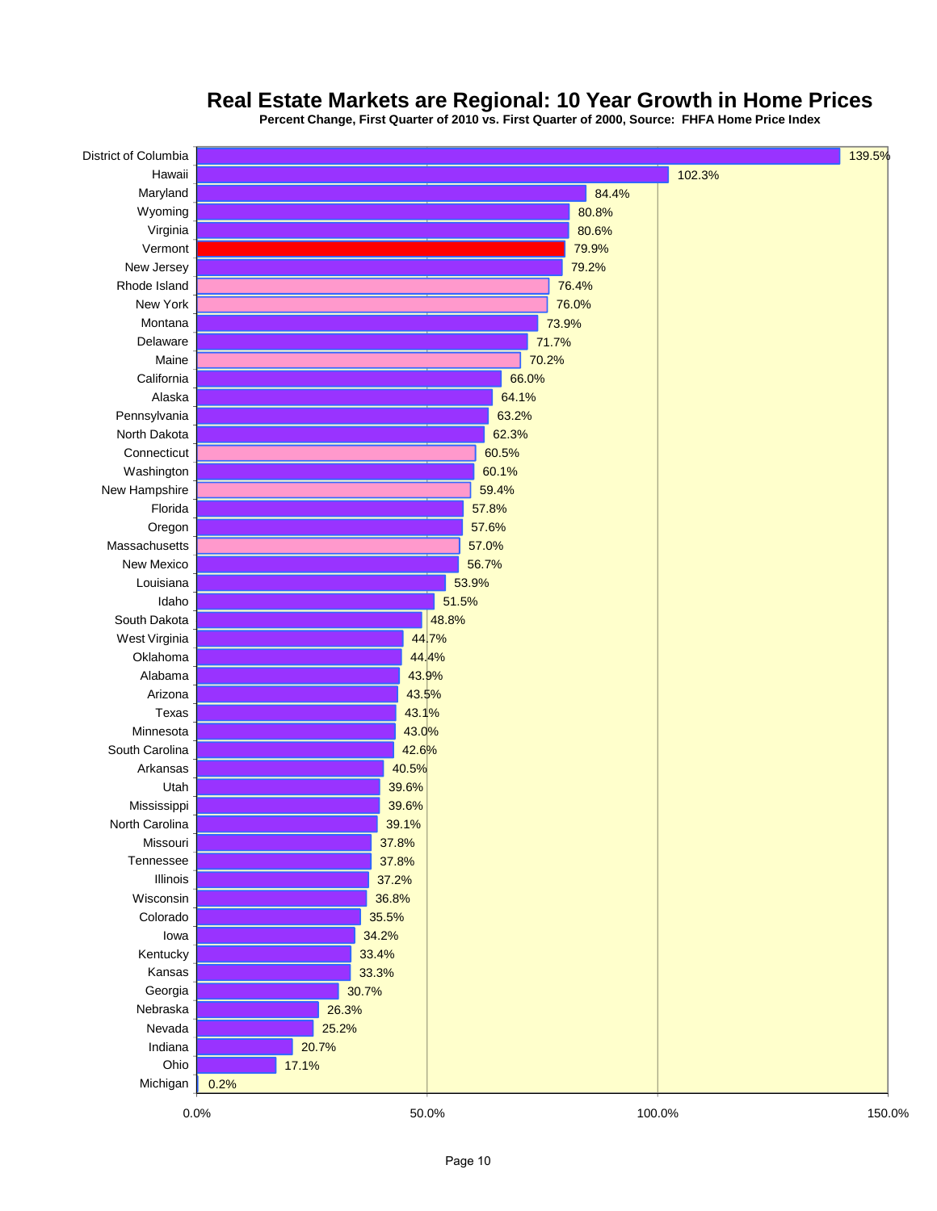# Real Estate Markets are Regional: 10 Year Growth in Home Prices

**Percent Change, First Quarter of 2010 vs. First Quarter of 2000, Source: FHFA Home Price Index**

| State | Percent Change |
|---|---|
| District of Columbia | 139.5% |
| Hawaii | 102.3% |
| Maryland | 84.4% |
| Wyoming | 80.8% |
| Virginia | 80.6% |
| Vermont | 79.9% |
| New Jersey | 79.2% |
| Rhode Island | 76.4% |
| New York | 76.0% |
| Montana | 73.9% |
| Delaware | 71.7% |
| Maine | 70.2% |
| California | 66.0% |
| Alaska | 64.1% |
| Pennsylvania | 63.2% |
| North Dakota | 62.3% |
| Connecticut | 60.5% |
| Washington | 60.1% |
| New Hampshire | 59.4% |
| Florida | 57.8% |
| Oregon | 57.6% |
| Massachusetts | 57.0% |
| New Mexico | 56.7% |
| Louisiana | 53.9% |
| Idaho | 51.5% |
| South Dakota | 48.8% |
| West Virginia | 44.7% |
| Oklahoma | 44.4% |
| Alabama | 43.9% |
| Arizona | 43.5% |
| Texas | 43.1% |
| Minnesota | 43.0% |
| South Carolina | 42.6% |
| Arkansas | 40.5% |
| Utah | 39.6% |
| Mississippi | 39.6% |
| North Carolina | 39.1% |
| Missouri | 37.8% |
| Tennessee | 37.8% |
| Illinois | 37.2% |
| Wisconsin | 36.8% |
| Colorado | 35.5% |
| Iowa | 34.2% |
| Kentucky | 33.4% |
| Kansas | 33.3% |
| Georgia | 30.7% |
| Nebraska | 26.3% |
| Nevada | 25.2% |
| Indiana | 20.7% |
| Ohio | 17.1% |
| Michigan | 0.2% |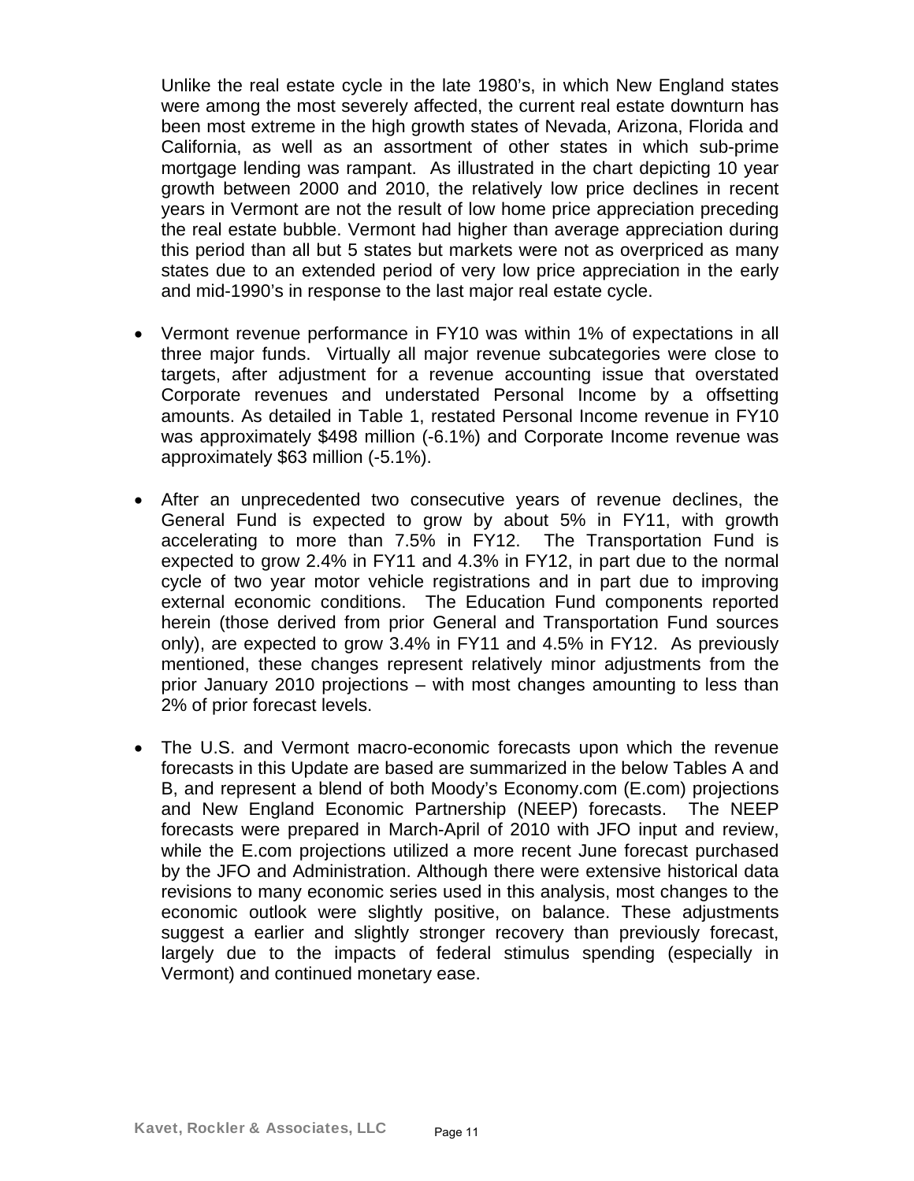Unlike the real estate cycle in the late 1980's, in which New England states were among the most severely affected, the current real estate downturn has been most extreme in the high growth states of Nevada, Arizona, Florida and California, as well as an assortment of other states in which sub-prime mortgage lending was rampant. As illustrated in the chart depicting 10 year growth between 2000 and 2010, the relatively low price declines in recent years in Vermont are not the result of low home price appreciation preceding the real estate bubble. Vermont had higher than average appreciation during this period than all but 5 states but markets were not as overpriced as many states due to an extended period of very low price appreciation in the early and mid-1990's in response to the last major real estate cycle.

- Vermont revenue performance in FY10 was within 1% of expectations in all three major funds. Virtually all major revenue subcategories were close to targets, after adjustment for a revenue accounting issue that overstated Corporate revenues and understated Personal Income by a offsetting amounts. As detailed in Table 1, restated Personal Income revenue in FY10 was approximately $498 million (-6.1%) and Corporate Income revenue was approximately $63 million (-5.1%).

- After an unprecedented two consecutive years of revenue declines, the General Fund is expected to grow by about 5% in FY11, with growth accelerating to more than 7.5% in FY12. The Transportation Fund is expected to grow 2.4% in FY11 and 4.3% in FY12, in part due to the normal cycle of two year motor vehicle registrations and in part due to improving external economic conditions. The Education Fund components reported herein (those derived from prior General and Transportation Fund sources only), are expected to grow 3.4% in FY11 and 4.5% in FY12. As previously mentioned, these changes represent relatively minor adjustments from the prior January 2010 projections – with most changes amounting to less than 2% of prior forecast levels.

- The U.S. and Vermont macro-economic forecasts upon which the revenue forecasts in this Update are based are summarized in the below Tables A and B, and represent a blend of both Moody's Economy.com (E.com) projections and New England Economic Partnership (NEEP) forecasts. The NEEP forecasts were prepared in March-April of 2010 with JFO input and review, while the E.com projections utilized a more recent June forecast purchased by the JFO and Administration. Although there were extensive historical data revisions to many economic series used in this analysis, most changes to the economic outlook were slightly positive, on balance. These adjustments suggest a earlier and slightly stronger recovery than previously forecast, largely due to the impacts of federal stimulus spending (especially in Vermont) and continued monetary ease.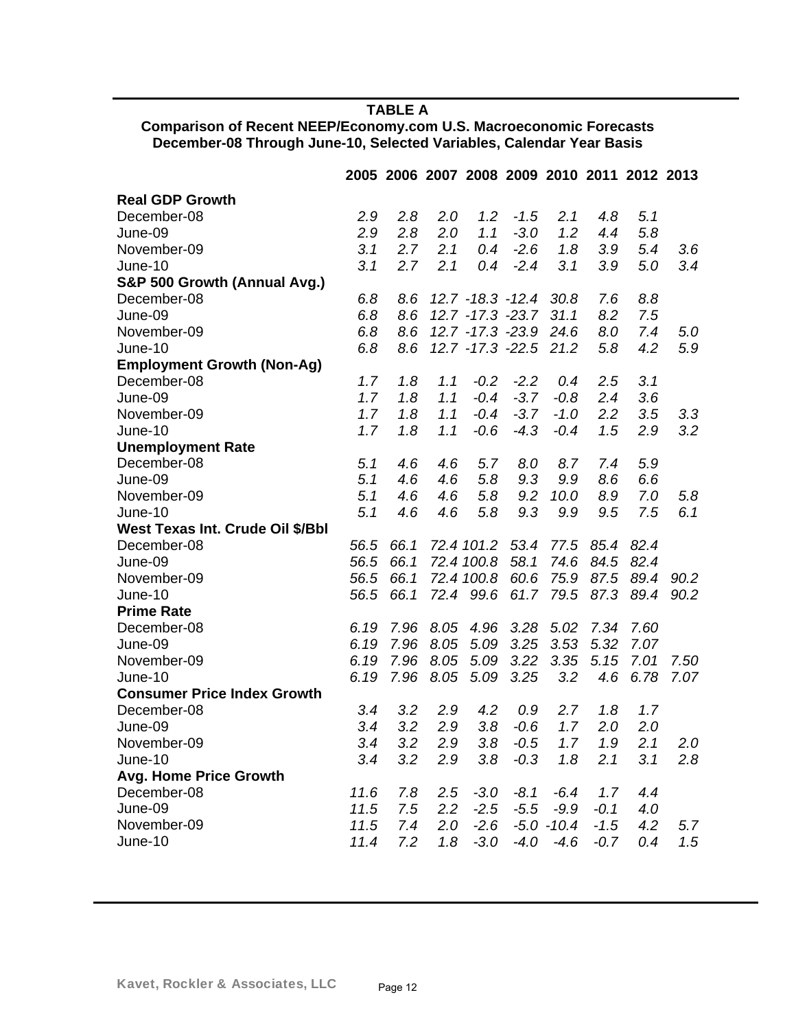**TABLE A**

**Comparison of Recent NEEP/Economy.com U.S. Macroeconomic Forecasts**
**December-08 Through June-10, Selected Variables, Calendar Year Basis**

| | 2005 | 2006 | 2007 | 2008 | 2009 | 2010 | 2011 | 2012 | 2013 |
|---|---|---|---|---|---|---|---|---|---|
| **Real GDP Growth** | | | | | | | | | |
| December-08 | *2.9* | *2.8* | *2.0* | *1.2* | *-1.5* | *2.1* | *4.8* | *5.1* | |
| June-09 | *2.9* | *2.8* | *2.0* | *1.1* | *-3.0* | *1.2* | *4.4* | *5.8* | |
| November-09 | *3.1* | *2.7* | *2.1* | *0.4* | *-2.6* | *1.8* | *3.9* | *5.4* | *3.6* |
| June-10 | *3.1* | *2.7* | *2.1* | *0.4* | *-2.4* | *3.1* | *3.9* | *5.0* | *3.4* |
| **S&P 500 Growth (Annual Avg.)** | | | | | | | | | |
| December-08 | *6.8* | *8.6* | *12.7* | *-18.3* | *-12.4* | *30.8* | *7.6* | *8.8* | |
| June-09 | *6.8* | *8.6* | *12.7* | *-17.3* | *-23.7* | *31.1* | *8.2* | *7.5* | |
| November-09 | *6.8* | *8.6* | *12.7* | *-17.3* | *-23.9* | *24.6* | *8.0* | *7.4* | *5.0* |
| June-10 | *6.8* | *8.6* | *12.7* | *-17.3* | *-22.5* | *21.2* | *5.8* | *4.2* | *5.9* |
| **Employment Growth (Non-Ag)** | | | | | | | | | |
| December-08 | *1.7* | *1.8* | *1.1* | *-0.2* | *-2.2* | *0.4* | *2.5* | *3.1* | |
| June-09 | *1.7* | *1.8* | *1.1* | *-0.4* | *-3.7* | *-0.8* | *2.4* | *3.6* | |
| November-09 | *1.7* | *1.8* | *1.1* | *-0.4* | *-3.7* | *-1.0* | *2.2* | *3.5* | *3.3* |
| June-10 | *1.7* | *1.8* | *1.1* | *-0.6* | *-4.3* | *-0.4* | *1.5* | *2.9* | *3.2* |
| **Unemployment Rate** | | | | | | | | | |
| December-08 | *5.1* | *4.6* | *4.6* | *5.7* | *8.0* | *8.7* | *7.4* | *5.9* | |
| June-09 | *5.1* | *4.6* | *4.6* | *5.8* | *9.3* | *9.9* | *8.6* | *6.6* | |
| November-09 | *5.1* | *4.6* | *4.6* | *5.8* | *9.2* | *10.0* | *8.9* | *7.0* | *5.8* |
| June-10 | *5.1* | *4.6* | *4.6* | *5.8* | *9.3* | *9.9* | *9.5* | *7.5* | *6.1* |
| **West Texas Int. Crude Oil $/Bbl** | | | | | | | | | |
| December-08 | *56.5* | *66.1* | *72.4* | *101.2* | *53.4* | *77.5* | *85.4* | *82.4* | |
| June-09 | *56.5* | *66.1* | *72.4* | *100.8* | *58.1* | *74.6* | *84.5* | *82.4* | |
| November-09 | *56.5* | *66.1* | *72.4* | *100.8* | *60.6* | *75.9* | *87.5* | *89.4* | *90.2* |
| June-10 | *56.5* | *66.1* | *72.4* | *99.6* | *61.7* | *79.5* | *87.3* | *89.4* | *90.2* |
| **Prime Rate** | | | | | | | | | |
| December-08 | *6.19* | *7.96* | *8.05* | *4.96* | *3.28* | *5.02* | *7.34* | *7.60* | |
| June-09 | *6.19* | *7.96* | *8.05* | *5.09* | *3.25* | *3.53* | *5.32* | *7.07* | |
| November-09 | *6.19* | *7.96* | *8.05* | *5.09* | *3.22* | *3.35* | *5.15* | *7.01* | *7.50* |
| June-10 | *6.19* | *7.96* | *8.05* | *5.09* | *3.25* | *3.2* | *4.6* | *6.78* | *7.07* |
| **Consumer Price Index Growth** | | | | | | | | | |
| December-08 | *3.4* | *3.2* | *2.9* | *4.2* | *0.9* | *2.7* | *1.8* | *1.7* | |
| June-09 | *3.4* | *3.2* | *2.9* | *3.8* | *-0.6* | *1.7* | *2.0* | *2.0* | |
| November-09 | *3.4* | *3.2* | *2.9* | *3.8* | *-0.5* | *1.7* | *1.9* | *2.1* | *2.0* |
| June-10 | *3.4* | *3.2* | *2.9* | *3.8* | *-0.3* | *1.8* | *2.1* | *3.1* | *2.8* |
| **Avg. Home Price Growth** | | | | | | | | | |
| December-08 | *11.6* | *7.8* | *2.5* | *-3.0* | *-8.1* | *-6.4* | *1.7* | *4.4* | |
| June-09 | *11.5* | *7.5* | *2.2* | *-2.5* | *-5.5* | *-9.9* | *-0.1* | *4.0* | |
| November-09 | *11.5* | *7.4* | *2.0* | *-2.6* | *-5.0* | *-10.4* | *-1.5* | *4.2* | *5.7* |
| June-10 | *11.4* | *7.2* | *1.8* | *-3.0* | *-4.0* | *-4.6* | *-0.7* | *0.4* | *1.5* |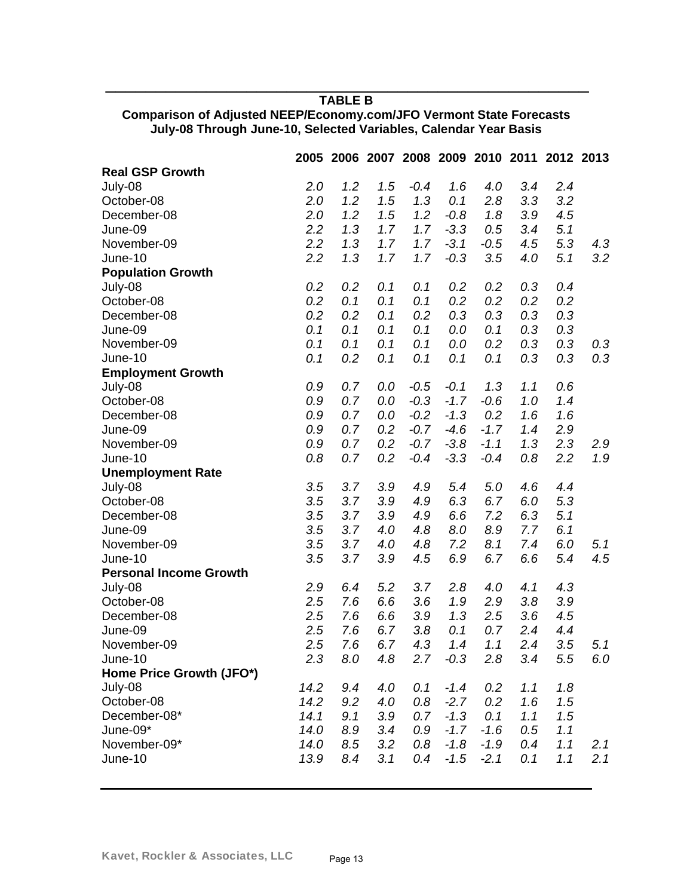**TABLE B**

**Comparison of Adjusted NEEP/Economy.com/JFO Vermont State Forecasts July-08 Through June-10, Selected Variables, Calendar Year Basis**

| | 2005 | 2006 | 2007 | 2008 | 2009 | 2010 | 2011 | 2012 | 2013 |
|---|---|---|---|---|---|---|---|---|---|
| **Real GSP Growth** | | | | | | | | | |
| July-08 | *2.0* | *1.2* | *1.5* | *-0.4* | *1.6* | *4.0* | *3.4* | *2.4* | |
| October-08 | *2.0* | *1.2* | *1.5* | *1.3* | *0.1* | *2.8* | *3.3* | *3.2* | |
| December-08 | *2.0* | *1.2* | *1.5* | *1.2* | *-0.8* | *1.8* | *3.9* | *4.5* | |
| June-09 | *2.2* | *1.3* | *1.7* | *1.7* | *-3.3* | *0.5* | *3.4* | *5.1* | |
| November-09 | *2.2* | *1.3* | *1.7* | *1.7* | *-3.1* | *-0.5* | *4.5* | *5.3* | *4.3* |
| June-10 | *2.2* | *1.3* | *1.7* | *1.7* | *-0.3* | *3.5* | *4.0* | *5.1* | *3.2* |
| **Population Growth** | | | | | | | | | |
| July-08 | *0.2* | *0.2* | *0.1* | *0.1* | *0.2* | *0.2* | *0.3* | *0.4* | |
| October-08 | *0.2* | *0.1* | *0.1* | *0.1* | *0.2* | *0.2* | *0.2* | *0.2* | |
| December-08 | *0.2* | *0.2* | *0.1* | *0.2* | *0.3* | *0.3* | *0.3* | *0.3* | |
| June-09 | *0.1* | *0.1* | *0.1* | *0.1* | *0.0* | *0.1* | *0.3* | *0.3* | |
| November-09 | *0.1* | *0.1* | *0.1* | *0.1* | *0.0* | *0.2* | *0.3* | *0.3* | *0.3* |
| June-10 | *0.1* | *0.2* | *0.1* | *0.1* | *0.1* | *0.1* | *0.3* | *0.3* | *0.3* |
| **Employment Growth** | | | | | | | | | |
| July-08 | *0.9* | *0.7* | *0.0* | *-0.5* | *-0.1* | *1.3* | *1.1* | *0.6* | |
| October-08 | *0.9* | *0.7* | *0.0* | *-0.3* | *-1.7* | *-0.6* | *1.0* | *1.4* | |
| December-08 | *0.9* | *0.7* | *0.0* | *-0.2* | *-1.3* | *0.2* | *1.6* | *1.6* | |
| June-09 | *0.9* | *0.7* | *0.2* | *-0.7* | *-4.6* | *-1.7* | *1.4* | *2.9* | |
| November-09 | *0.9* | *0.7* | *0.2* | *-0.7* | *-3.8* | *-1.1* | *1.3* | *2.3* | *2.9* |
| June-10 | *0.8* | *0.7* | *0.2* | *-0.4* | *-3.3* | *-0.4* | *0.8* | *2.2* | *1.9* |
| **Unemployment Rate** | | | | | | | | | |
| July-08 | *3.5* | *3.7* | *3.9* | *4.9* | *5.4* | *5.0* | *4.6* | *4.4* | |
| October-08 | *3.5* | *3.7* | *3.9* | *4.9* | *6.3* | *6.7* | *6.0* | *5.3* | |
| December-08 | *3.5* | *3.7* | *3.9* | *4.9* | *6.6* | *7.2* | *6.3* | *5.1* | |
| June-09 | *3.5* | *3.7* | *4.0* | *4.8* | *8.0* | *8.9* | *7.7* | *6.1* | |
| November-09 | *3.5* | *3.7* | *4.0* | *4.8* | *7.2* | *8.1* | *7.4* | *6.0* | *5.1* |
| June-10 | *3.5* | *3.7* | *3.9* | *4.5* | *6.9* | *6.7* | *6.6* | *5.4* | *4.5* |
| **Personal Income Growth** | | | | | | | | | |
| July-08 | *2.9* | *6.4* | *5.2* | *3.7* | *2.8* | *4.0* | *4.1* | *4.3* | |
| October-08 | *2.5* | *7.6* | *6.6* | *3.6* | *1.9* | *2.9* | *3.8* | *3.9* | |
| December-08 | *2.5* | *7.6* | *6.6* | *3.9* | *1.3* | *2.5* | *3.6* | *4.5* | |
| June-09 | *2.5* | *7.6* | *6.7* | *3.8* | *0.1* | *0.7* | *2.4* | *4.4* | |
| November-09 | *2.5* | *7.6* | *6.7* | *4.3* | *1.4* | *1.1* | *2.4* | *3.5* | *5.1* |
| June-10 | *2.3* | *8.0* | *4.8* | *2.7* | *-0.3* | *2.8* | *3.4* | *5.5* | *6.0* |
| **Home Price Growth (JFO*)** | | | | | | | | | |
| July-08 | *14.2* | *9.4* | *4.0* | *0.1* | *-1.4* | *0.2* | *1.1* | *1.8* | |
| October-08 | *14.2* | *9.2* | *4.0* | *0.8* | *-2.7* | *0.2* | *1.6* | *1.5* | |
| December-08* | *14.1* | *9.1* | *3.9* | *0.7* | *-1.3* | *0.1* | *1.1* | *1.5* | |
| June-09* | *14.0* | *8.9* | *3.4* | *0.9* | *-1.7* | *-1.6* | *0.5* | *1.1* | |
| November-09* | *14.0* | *8.5* | *3.2* | *0.8* | *-1.8* | *-1.9* | *0.4* | *1.1* | *2.1* |
| June-10 | *13.9* | *8.4* | *3.1* | *0.4* | *-1.5* | *-2.1* | *0.1* | *1.1* | *2.1* |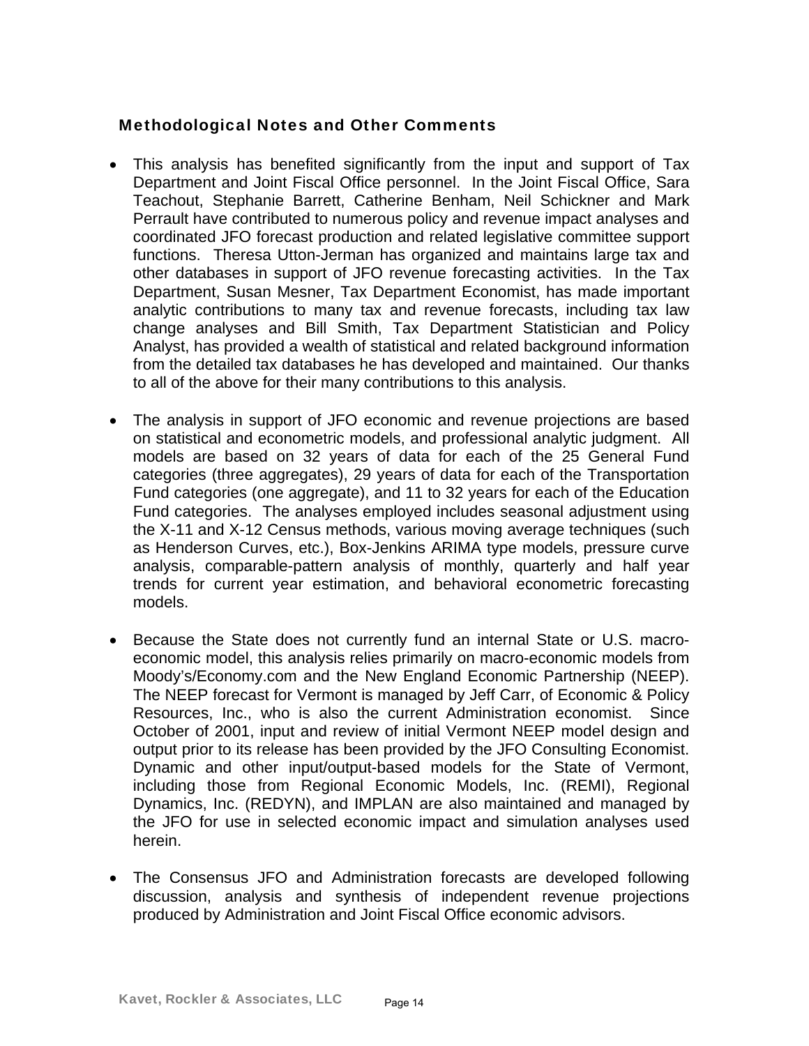## Methodological Notes and Other Comments

- This analysis has benefited significantly from the input and support of Tax Department and Joint Fiscal Office personnel. In the Joint Fiscal Office, Sara Teachout, Stephanie Barrett, Catherine Benham, Neil Schickner and Mark Perrault have contributed to numerous policy and revenue impact analyses and coordinated JFO forecast production and related legislative committee support functions. Theresa Utton-Jerman has organized and maintains large tax and other databases in support of JFO revenue forecasting activities. In the Tax Department, Susan Mesner, Tax Department Economist, has made important analytic contributions to many tax and revenue forecasts, including tax law change analyses and Bill Smith, Tax Department Statistician and Policy Analyst, has provided a wealth of statistical and related background information from the detailed tax databases he has developed and maintained. Our thanks to all of the above for their many contributions to this analysis.

- The analysis in support of JFO economic and revenue projections are based on statistical and econometric models, and professional analytic judgment. All models are based on 32 years of data for each of the 25 General Fund categories (three aggregates), 29 years of data for each of the Transportation Fund categories (one aggregate), and 11 to 32 years for each of the Education Fund categories. The analyses employed includes seasonal adjustment using the X-11 and X-12 Census methods, various moving average techniques (such as Henderson Curves, etc.), Box-Jenkins ARIMA type models, pressure curve analysis, comparable-pattern analysis of monthly, quarterly and half year trends for current year estimation, and behavioral econometric forecasting models.

- Because the State does not currently fund an internal State or U.S. macro-economic model, this analysis relies primarily on macro-economic models from Moody's/Economy.com and the New England Economic Partnership (NEEP). The NEEP forecast for Vermont is managed by Jeff Carr, of Economic & Policy Resources, Inc., who is also the current Administration economist. Since October of 2001, input and review of initial Vermont NEEP model design and output prior to its release has been provided by the JFO Consulting Economist. Dynamic and other input/output-based models for the State of Vermont, including those from Regional Economic Models, Inc. (REMI), Regional Dynamics, Inc. (REDYN), and IMPLAN are also maintained and managed by the JFO for use in selected economic impact and simulation analyses used herein.

- The Consensus JFO and Administration forecasts are developed following discussion, analysis and synthesis of independent revenue projections produced by Administration and Joint Fiscal Office economic advisors.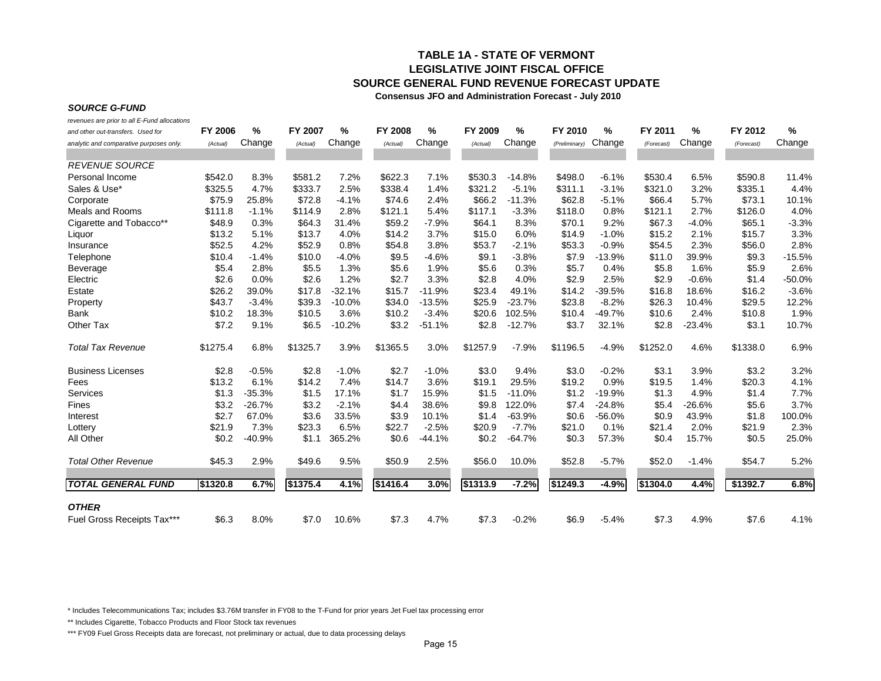# TABLE 1A - STATE OF VERMONT
## LEGISLATIVE JOINT FISCAL OFFICE
## SOURCE GENERAL FUND REVENUE FORECAST UPDATE
**Consensus JFO and Administration Forecast - July 2010**

***SOURCE G-FUND***

| *revenues are prior to all E-Fund allocations and other out-transfers. Used for analytic and comparative purposes only.* | FY 2006 *(Actual)* | % Change | FY 2007 *(Actual)* | % Change | FY 2008 *(Actual)* | % Change | FY 2009 *(Actual)* | % Change | FY 2010 *(Preliminary)* | % Change | FY 2011 *(Forecast)* | % Change | FY 2012 *(Forecast)* | % Change |
|---|---|---|---|---|---|---|---|---|---|---|---|---|---|---|
| *REVENUE SOURCE* | | | | | | | | | | | | | | |
| Personal Income | $542.0 | 8.3% | $581.2 | 7.2% | $622.3 | 7.1% | $530.3 | -14.8% | $498.0 | -6.1% | $530.4 | 6.5% | $590.8 | 11.4% |
| Sales & Use* | $325.5 | 4.7% | $333.7 | 2.5% | $338.4 | 1.4% | $321.2 | -5.1% | $311.1 | -3.1% | $321.0 | 3.2% | $335.1 | 4.4% |
| Corporate | $75.9 | 25.8% | $72.8 | -4.1% | $74.6 | 2.4% | $66.2 | -11.3% | $62.8 | -5.1% | $66.4 | 5.7% | $73.1 | 10.1% |
| Meals and Rooms | $111.8 | -1.1% | $114.9 | 2.8% | $121.1 | 5.4% | $117.1 | -3.3% | $118.0 | 0.8% | $121.1 | 2.7% | $126.0 | 4.0% |
| Cigarette and Tobacco** | $48.9 | 0.3% | $64.3 | 31.4% | $59.2 | -7.9% | $64.1 | 8.3% | $70.1 | 9.2% | $67.3 | -4.0% | $65.1 | -3.3% |
| Liquor | $13.2 | 5.1% | $13.7 | 4.0% | $14.2 | 3.7% | $15.0 | 6.0% | $14.9 | -1.0% | $15.2 | 2.1% | $15.7 | 3.3% |
| Insurance | $52.5 | 4.2% | $52.9 | 0.8% | $54.8 | 3.8% | $53.7 | -2.1% | $53.3 | -0.9% | $54.5 | 2.3% | $56.0 | 2.8% |
| Telephone | $10.4 | -1.4% | $10.0 | -4.0% | $9.5 | -4.6% | $9.1 | -3.8% | $7.9 | -13.9% | $11.0 | 39.9% | $9.3 | -15.5% |
| Beverage | $5.4 | 2.8% | $5.5 | 1.3% | $5.6 | 1.9% | $5.6 | 0.3% | $5.7 | 0.4% | $5.8 | 1.6% | $5.9 | 2.6% |
| Electric | $2.6 | 0.0% | $2.6 | 1.2% | $2.7 | 3.3% | $2.8 | 4.0% | $2.9 | 2.5% | $2.9 | -0.6% | $1.4 | -50.0% |
| Estate | $26.2 | 39.0% | $17.8 | -32.1% | $15.7 | -11.9% | $23.4 | 49.1% | $14.2 | -39.5% | $16.8 | 18.6% | $16.2 | -3.6% |
| Property | $43.7 | -3.4% | $39.3 | -10.0% | $34.0 | -13.5% | $25.9 | -23.7% | $23.8 | -8.2% | $26.3 | 10.4% | $29.5 | 12.2% |
| Bank | $10.2 | 18.3% | $10.5 | 3.6% | $10.2 | -3.4% | $20.6 | 102.5% | $10.4 | -49.7% | $10.6 | 2.4% | $10.8 | 1.9% |
| Other Tax | $7.2 | 9.1% | $6.5 | -10.2% | $3.2 | -51.1% | $2.8 | -12.7% | $3.7 | 32.1% | $2.8 | -23.4% | $3.1 | 10.7% |
| *Total Tax Revenue* | $1275.4 | 6.8% | $1325.7 | 3.9% | $1365.5 | 3.0% | $1257.9 | -7.9% | $1196.5 | -4.9% | $1252.0 | 4.6% | $1338.0 | 6.9% |
| Business Licenses | $2.8 | -0.5% | $2.8 | -1.0% | $2.7 | -1.0% | $3.0 | 9.4% | $3.0 | -0.2% | $3.1 | 3.9% | $3.2 | 3.2% |
| Fees | $13.2 | 6.1% | $14.2 | 7.4% | $14.7 | 3.6% | $19.1 | 29.5% | $19.2 | 0.9% | $19.5 | 1.4% | $20.3 | 4.1% |
| Services | $1.3 | -35.3% | $1.5 | 17.1% | $1.7 | 15.9% | $1.5 | -11.0% | $1.2 | -19.9% | $1.3 | 4.9% | $1.4 | 7.7% |
| Fines | $3.2 | -26.7% | $3.2 | -2.1% | $4.4 | 38.6% | $9.8 | 122.0% | $7.4 | -24.8% | $5.4 | -26.6% | $5.6 | 3.7% |
| Interest | $2.7 | 67.0% | $3.6 | 33.5% | $3.9 | 10.1% | $1.4 | -63.9% | $0.6 | -56.0% | $0.9 | 43.9% | $1.8 | 100.0% |
| Lottery | $21.9 | 7.3% | $23.3 | 6.5% | $22.7 | -2.5% | $20.9 | -7.7% | $21.0 | 0.1% | $21.4 | 2.0% | $21.9 | 2.3% |
| All Other | $0.2 | -40.9% | $1.1 | 365.2% | $0.6 | -44.1% | $0.2 | -64.7% | $0.3 | 57.3% | $0.4 | 15.7% | $0.5 | 25.0% |
| *Total Other Revenue* | $45.3 | 2.9% | $49.6 | 9.5% | $50.9 | 2.5% | $56.0 | 10.0% | $52.8 | -5.7% | $52.0 | -1.4% | $54.7 | 5.2% |
| ***TOTAL GENERAL FUND*** | **$1320.8** | **6.7%** | **$1375.4** | **4.1%** | **$1416.4** | **3.0%** | **$1313.9** | **-7.2%** | **$1249.3** | **-4.9%** | **$1304.0** | **4.4%** | **$1392.7** | **6.8%** |
| ***OTHER*** | | | | | | | | | | | | | | |
| Fuel Gross Receipts Tax*** | $6.3 | 8.0% | $7.0 | 10.6% | $7.3 | 4.7% | $7.3 | -0.2% | $6.9 | -5.4% | $7.3 | 4.9% | $7.6 | 4.1% |

\* Includes Telecommunications Tax; includes $3.76M transfer in FY08 to the T-Fund for prior years Jet Fuel tax processing error

** Includes Cigarette, Tobacco Products and Floor Stock tax revenues

*** FY09 Fuel Gross Receipts data are forecast, not preliminary or actual, due to data processing delays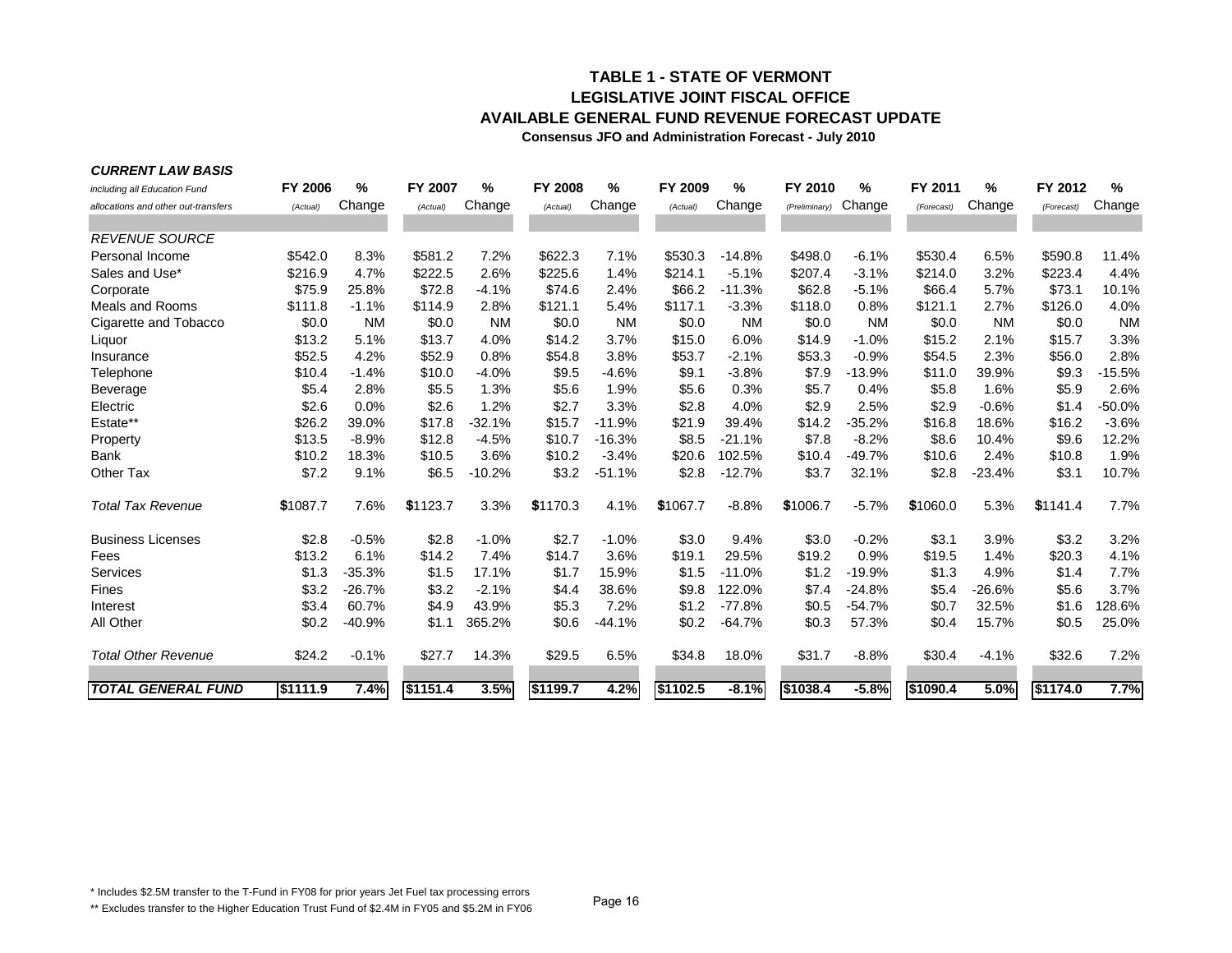# TABLE 1 - STATE OF VERMONT
## LEGISLATIVE JOINT FISCAL OFFICE
## AVAILABLE GENERAL FUND REVENUE FORECAST UPDATE
**Consensus JFO and Administration Forecast - July 2010**

***CURRENT LAW BASIS***

| *including all Education Fund allocations and other out-transfers* | FY 2006 (Actual) | % Change | FY 2007 (Actual) | % Change | FY 2008 (Actual) | % Change | FY 2009 (Actual) | % Change | FY 2010 (Preliminary) | % Change | FY 2011 (Forecast) | % Change | FY 2012 (Forecast) | % Change |
|---|---|---|---|---|---|---|---|---|---|---|---|---|---|---|
| *REVENUE SOURCE* | | | | | | | | | | | | | | |
| Personal Income | $542.0 | 8.3% | $581.2 | 7.2% | $622.3 | 7.1% | $530.3 | -14.8% | $498.0 | -6.1% | $530.4 | 6.5% | $590.8 | 11.4% |
| Sales and Use* | $216.9 | 4.7% | $222.5 | 2.6% | $225.6 | 1.4% | $214.1 | -5.1% | $207.4 | -3.1% | $214.0 | 3.2% | $223.4 | 4.4% |
| Corporate | $75.9 | 25.8% | $72.8 | -4.1% | $74.6 | 2.4% | $66.2 | -11.3% | $62.8 | -5.1% | $66.4 | 5.7% | $73.1 | 10.1% |
| Meals and Rooms | $111.8 | -1.1% | $114.9 | 2.8% | $121.1 | 5.4% | $117.1 | -3.3% | $118.0 | 0.8% | $121.1 | 2.7% | $126.0 | 4.0% |
| Cigarette and Tobacco | $0.0 | NM | $0.0 | NM | $0.0 | NM | $0.0 | NM | $0.0 | NM | $0.0 | NM | $0.0 | NM |
| Liquor | $13.2 | 5.1% | $13.7 | 4.0% | $14.2 | 3.7% | $15.0 | 6.0% | $14.9 | -1.0% | $15.2 | 2.1% | $15.7 | 3.3% |
| Insurance | $52.5 | 4.2% | $52.9 | 0.8% | $54.8 | 3.8% | $53.7 | -2.1% | $53.3 | -0.9% | $54.5 | 2.3% | $56.0 | 2.8% |
| Telephone | $10.4 | -1.4% | $10.0 | -4.0% | $9.5 | -4.6% | $9.1 | -3.8% | $7.9 | -13.9% | $11.0 | 39.9% | $9.3 | -15.5% |
| Beverage | $5.4 | 2.8% | $5.5 | 1.3% | $5.6 | 1.9% | $5.6 | 0.3% | $5.7 | 0.4% | $5.8 | 1.6% | $5.9 | 2.6% |
| Electric | $2.6 | 0.0% | $2.6 | 1.2% | $2.7 | 3.3% | $2.8 | 4.0% | $2.9 | 2.5% | $2.9 | -0.6% | $1.4 | -50.0% |
| Estate** | $26.2 | 39.0% | $17.8 | -32.1% | $15.7 | -11.9% | $21.9 | 39.4% | $14.2 | -35.2% | $16.8 | 18.6% | $16.2 | -3.6% |
| Property | $13.5 | -8.9% | $12.8 | -4.5% | $10.7 | -16.3% | $8.5 | -21.1% | $7.8 | -8.2% | $8.6 | 10.4% | $9.6 | 12.2% |
| Bank | $10.2 | 18.3% | $10.5 | 3.6% | $10.2 | -3.4% | $20.6 | 102.5% | $10.4 | -49.7% | $10.6 | 2.4% | $10.8 | 1.9% |
| Other Tax | $7.2 | 9.1% | $6.5 | -10.2% | $3.2 | -51.1% | $2.8 | -12.7% | $3.7 | 32.1% | $2.8 | -23.4% | $3.1 | 10.7% |
| *Total Tax Revenue* | $1087.7 | 7.6% | $1123.7 | 3.3% | $1170.3 | 4.1% | $1067.7 | -8.8% | $1006.7 | -5.7% | $1060.0 | 5.3% | $1141.4 | 7.7% |
| Business Licenses | $2.8 | -0.5% | $2.8 | -1.0% | $2.7 | -1.0% | $3.0 | 9.4% | $3.0 | -0.2% | $3.1 | 3.9% | $3.2 | 3.2% |
| Fees | $13.2 | 6.1% | $14.2 | 7.4% | $14.7 | 3.6% | $19.1 | 29.5% | $19.2 | 0.9% | $19.5 | 1.4% | $20.3 | 4.1% |
| Services | $1.3 | -35.3% | $1.5 | 17.1% | $1.7 | 15.9% | $1.5 | -11.0% | $1.2 | -19.9% | $1.3 | 4.9% | $1.4 | 7.7% |
| Fines | $3.2 | -26.7% | $3.2 | -2.1% | $4.4 | 38.6% | $9.8 | 122.0% | $7.4 | -24.8% | $5.4 | -26.6% | $5.6 | 3.7% |
| Interest | $3.4 | 60.7% | $4.9 | 43.9% | $5.3 | 7.2% | $1.2 | -77.8% | $0.5 | -54.7% | $0.7 | 32.5% | $1.6 | 128.6% |
| All Other | $0.2 | -40.9% | $1.1 | 365.2% | $0.6 | -44.1% | $0.2 | -64.7% | $0.3 | 57.3% | $0.4 | 15.7% | $0.5 | 25.0% |
| *Total Other Revenue* | $24.2 | -0.1% | $27.7 | 14.3% | $29.5 | 6.5% | $34.8 | 18.0% | $31.7 | -8.8% | $30.4 | -4.1% | $32.6 | 7.2% |
| ***TOTAL GENERAL FUND*** | **$1111.9** | **7.4%** | **$1151.4** | **3.5%** | **$1199.7** | **4.2%** | **$1102.5** | **-8.1%** | **$1038.4** | **-5.8%** | **$1090.4** | **5.0%** | **$1174.0** | **7.7%** |

\* Includes $2.5M transfer to the T-Fund in FY08 for prior years Jet Fuel tax processing errors

\*\* Excludes transfer to the Higher Education Trust Fund of $2.4M in FY05 and $5.2M in FY06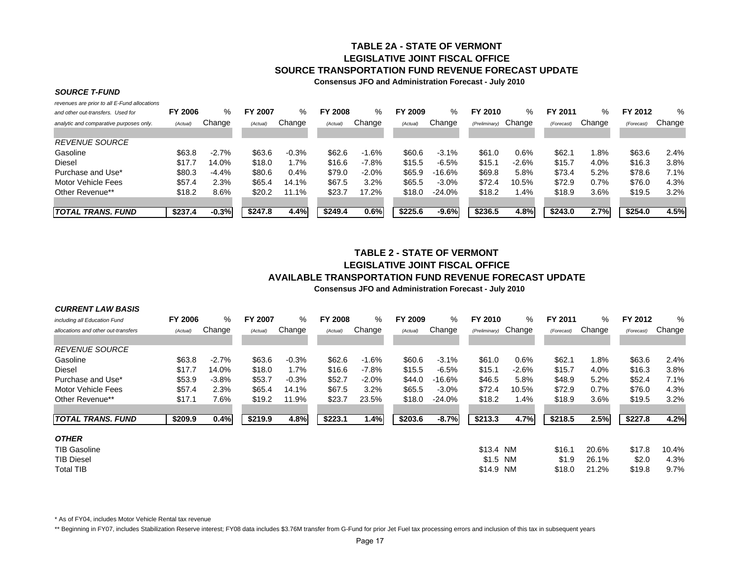# TABLE 2A - STATE OF VERMONT
## LEGISLATIVE JOINT FISCAL OFFICE
## SOURCE TRANSPORTATION FUND REVENUE FORECAST UPDATE
**Consensus JFO and Administration Forecast - July 2010**

| ***SOURCE T-FUND*** *revenues are prior to all E-Fund allocations and other out-transfers. Used for analytic and comparative purposes only.* | **FY 2006** *(Actual)* | % Change | **FY 2007** *(Actual)* | % Change | **FY 2008** *(Actual)* | % Change | **FY 2009** *(Actual)* | % Change | **FY 2010** *(Preliminary)* | % Change | **FY 2011** *(Forecast)* | % Change | **FY 2012** *(Forecast)* | % Change |
|---|---|---|---|---|---|---|---|---|---|---|---|---|---|---|
| *REVENUE SOURCE* | | | | | | | | | | | | | | |
| Gasoline | $63.8 | -2.7% | $63.6 | -0.3% | $62.6 | -1.6% | $60.6 | -3.1% | $61.0 | 0.6% | $62.1 | 1.8% | $63.6 | 2.4% |
| Diesel | $17.7 | 14.0% | $18.0 | 1.7% | $16.6 | -7.8% | $15.5 | -6.5% | $15.1 | -2.6% | $15.7 | 4.0% | $16.3 | 3.8% |
| Purchase and Use* | $80.3 | -4.4% | $80.6 | 0.4% | $79.0 | -2.0% | $65.9 | -16.6% | $69.8 | 5.8% | $73.4 | 5.2% | $78.6 | 7.1% |
| Motor Vehicle Fees | $57.4 | 2.3% | $65.4 | 14.1% | $67.5 | 3.2% | $65.5 | -3.0% | $72.4 | 10.5% | $72.9 | 0.7% | $76.0 | 4.3% |
| Other Revenue** | $18.2 | 8.6% | $20.2 | 11.1% | $23.7 | 17.2% | $18.0 | -24.0% | $18.2 | 1.4% | $18.9 | 3.6% | $19.5 | 3.2% |
| ***TOTAL TRANS. FUND*** | **$237.4** | **-0.3%** | **$247.8** | **4.4%** | **$249.4** | **0.6%** | **$225.6** | **-9.6%** | **$236.5** | **4.8%** | **$243.0** | **2.7%** | **$254.0** | **4.5%** |

# TABLE 2 - STATE OF VERMONT
## LEGISLATIVE JOINT FISCAL OFFICE
## AVAILABLE TRANSPORTATION FUND REVENUE FORECAST UPDATE
**Consensus JFO and Administration Forecast - July 2010**

| ***CURRENT LAW BASIS*** *including all Education Fund allocations and other out-transfers* | **FY 2006** *(Actual)* | % Change | **FY 2007** *(Actual)* | % Change | **FY 2008** *(Actual)* | % Change | **FY 2009** *(Actual)* | % Change | **FY 2010** *(Preliminary)* | % Change | **FY 2011** *(Forecast)* | % Change | **FY 2012** *(Forecast)* | % Change |
|---|---|---|---|---|---|---|---|---|---|---|---|---|---|---|
| *REVENUE SOURCE* | | | | | | | | | | | | | | |
| Gasoline | $63.8 | -2.7% | $63.6 | -0.3% | $62.6 | -1.6% | $60.6 | -3.1% | $61.0 | 0.6% | $62.1 | 1.8% | $63.6 | 2.4% |
| Diesel | $17.7 | 14.0% | $18.0 | 1.7% | $16.6 | -7.8% | $15.5 | -6.5% | $15.1 | -2.6% | $15.7 | 4.0% | $16.3 | 3.8% |
| Purchase and Use* | $53.9 | -3.8% | $53.7 | -0.3% | $52.7 | -2.0% | $44.0 | -16.6% | $46.5 | 5.8% | $48.9 | 5.2% | $52.4 | 7.1% |
| Motor Vehicle Fees | $57.4 | 2.3% | $65.4 | 14.1% | $67.5 | 3.2% | $65.5 | -3.0% | $72.4 | 10.5% | $72.9 | 0.7% | $76.0 | 4.3% |
| Other Revenue** | $17.1 | 7.6% | $19.2 | 11.9% | $23.7 | 23.5% | $18.0 | -24.0% | $18.2 | 1.4% | $18.9 | 3.6% | $19.5 | 3.2% |
| ***TOTAL TRANS. FUND*** | **$209.9** | **0.4%** | **$219.9** | **4.8%** | **$223.1** | **1.4%** | **$203.6** | **-8.7%** | **$213.3** | **4.7%** | **$218.5** | **2.5%** | **$227.8** | **4.2%** |
| ***OTHER*** | | | | | | | | | | | | | | |
| TIB Gasoline | | | | | | | | | $13.4 | NM | $16.1 | 20.6% | $17.8 | 10.4% |
| TIB Diesel | | | | | | | | | $1.5 | NM | $1.9 | 26.1% | $2.0 | 4.3% |
| Total TIB | | | | | | | | | $14.9 | NM | $18.0 | 21.2% | $19.8 | 9.7% |

\* As of FY04, includes Motor Vehicle Rental tax revenue

** Beginning in FY07, includes Stabilization Reserve interest; FY08 data includes $3.76M transfer from G-Fund for prior Jet Fuel tax processing errors and inclusion of this tax in subsequent years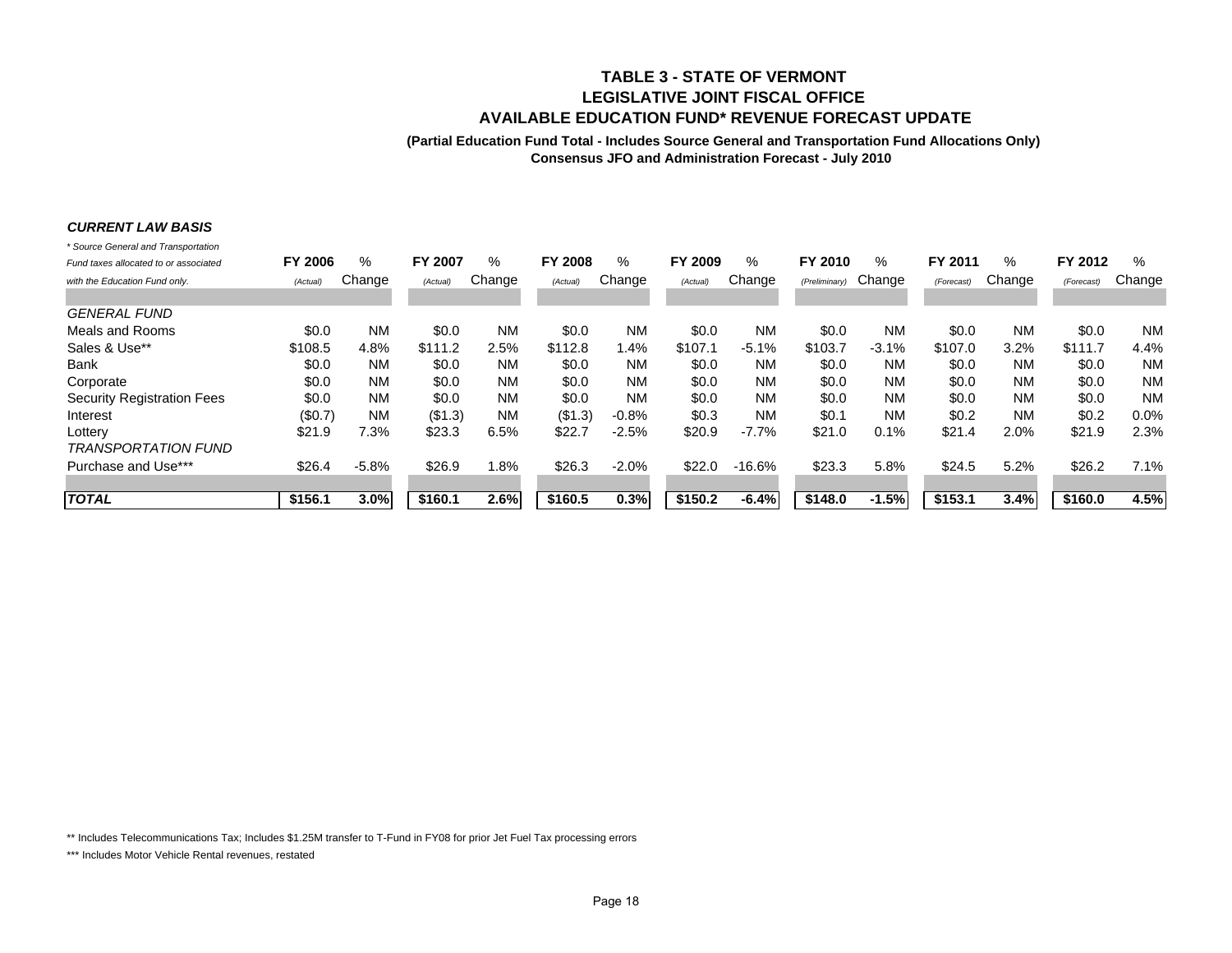# TABLE 3 - STATE OF VERMONT
## LEGISLATIVE JOINT FISCAL OFFICE
## AVAILABLE EDUCATION FUND* REVENUE FORECAST UPDATE

**(Partial Education Fund Total - Includes Source General and Transportation Fund Allocations Only)**
**Consensus JFO and Administration Forecast - July 2010**

***CURRENT LAW BASIS***

| * Source General and Transportation Fund taxes allocated to or associated with the Education Fund only. | FY 2006 (Actual) | % Change | FY 2007 (Actual) | % Change | FY 2008 (Actual) | % Change | FY 2009 (Actual) | % Change | FY 2010 (Preliminary) | % Change | FY 2011 (Forecast) | % Change | FY 2012 (Forecast) | % Change |
|---|---|---|---|---|---|---|---|---|---|---|---|---|---|---|
| *GENERAL FUND* | | | | | | | | | | | | | | |
| Meals and Rooms | $0.0 | NM | $0.0 | NM | $0.0 | NM | $0.0 | NM | $0.0 | NM | $0.0 | NM | $0.0 | NM |
| Sales & Use** | $108.5 | 4.8% | $111.2 | 2.5% | $112.8 | 1.4% | $107.1 | -5.1% | $103.7 | -3.1% | $107.0 | 3.2% | $111.7 | 4.4% |
| Bank | $0.0 | NM | $0.0 | NM | $0.0 | NM | $0.0 | NM | $0.0 | NM | $0.0 | NM | $0.0 | NM |
| Corporate | $0.0 | NM | $0.0 | NM | $0.0 | NM | $0.0 | NM | $0.0 | NM | $0.0 | NM | $0.0 | NM |
| Security Registration Fees | $0.0 | NM | $0.0 | NM | $0.0 | NM | $0.0 | NM | $0.0 | NM | $0.0 | NM | $0.0 | NM |
| Interest | ($0.7) | NM | ($1.3) | NM | ($1.3) | -0.8% | $0.3 | NM | $0.1 | NM | $0.2 | NM | $0.2 | 0.0% |
| Lottery | $21.9 | 7.3% | $23.3 | 6.5% | $22.7 | -2.5% | $20.9 | -7.7% | $21.0 | 0.1% | $21.4 | 2.0% | $21.9 | 2.3% |
| *TRANSPORTATION FUND* | | | | | | | | | | | | | | |
| Purchase and Use*** | $26.4 | -5.8% | $26.9 | 1.8% | $26.3 | -2.0% | $22.0 | -16.6% | $23.3 | 5.8% | $24.5 | 5.2% | $26.2 | 7.1% |
| ***TOTAL*** | **$156.1** | **3.0%** | **$160.1** | **2.6%** | **$160.5** | **0.3%** | **$150.2** | **-6.4%** | **$148.0** | **-1.5%** | **$153.1** | **3.4%** | **$160.0** | **4.5%** |

** Includes Telecommunications Tax; Includes $1.25M transfer to T-Fund in FY08 for prior Jet Fuel Tax processing errors

*** Includes Motor Vehicle Rental revenues, restated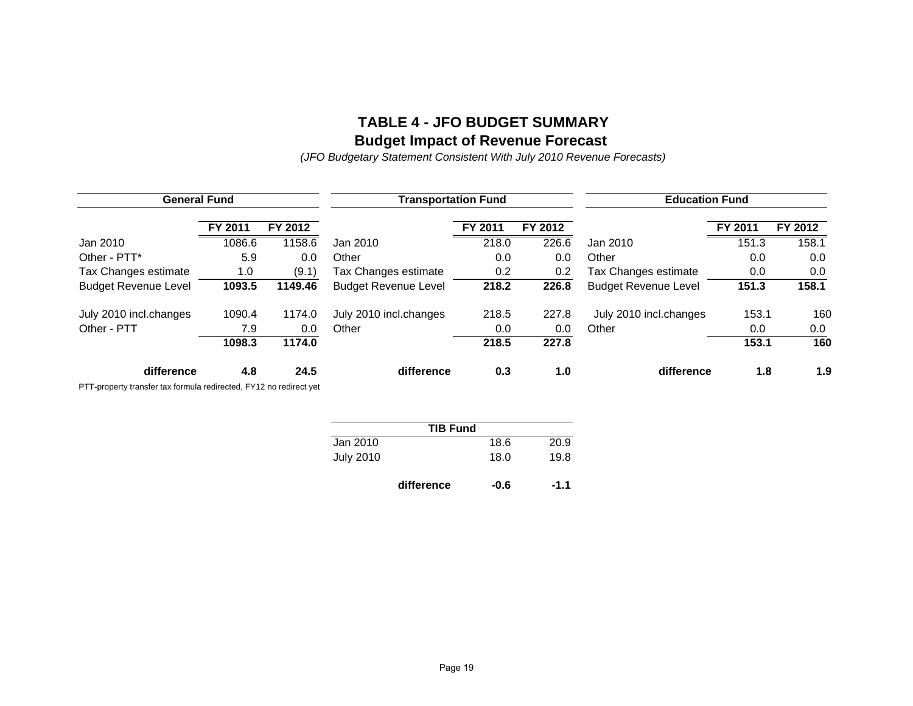# TABLE 4 - JFO BUDGET SUMMARY

## Budget Impact of Revenue Forecast

*(JFO Budgetary Statement Consistent With July 2010 Revenue Forecasts)*

| General Fund | FY 2011 | FY 2012 |
|---|---|---|
| Jan 2010 | 1086.6 | 1158.6 |
| Other - PTT* | 5.9 | 0.0 |
| Tax Changes estimate | 1.0 | (9.1) |
| **Budget Revenue Level** | **1093.5** | **1149.46** |
| July 2010 incl.changes | 1090.4 | 1174.0 |
| Other - PTT | 7.9 | 0.0 |
| | **1098.3** | **1174.0** |
| **difference** | **4.8** | **24.5** |

PTT-property transfer tax formula redirected, FY12 no redirect yet

| Transportation Fund | FY 2011 | FY 2012 |
|---|---|---|
| Jan 2010 | 218.0 | 226.6 |
| Other | 0.0 | 0.0 |
| Tax Changes estimate | 0.2 | 0.2 |
| **Budget Revenue Level** | **218.2** | **226.8** |
| July 2010 incl.changes | 218.5 | 227.8 |
| Other | 0.0 | 0.0 |
| | **218.5** | **227.8** |
| **difference** | **0.3** | **1.0** |

| Education Fund | FY 2011 | FY 2012 |
|---|---|---|
| Jan 2010 | 151.3 | 158.1 |
| Other | 0.0 | 0.0 |
| Tax Changes estimate | 0.0 | 0.0 |
| **Budget Revenue Level** | **151.3** | **158.1** |
| July 2010 incl.changes | 153.1 | 160 |
| Other | 0.0 | 0.0 |
| | **153.1** | **160** |
| **difference** | **1.8** | **1.9** |

| TIB Fund | | |
|---|---|---|
| Jan 2010 | 18.6 | 20.9 |
| July 2010 | 18.0 | 19.8 |
| **difference** | **-0.6** | **-1.1** |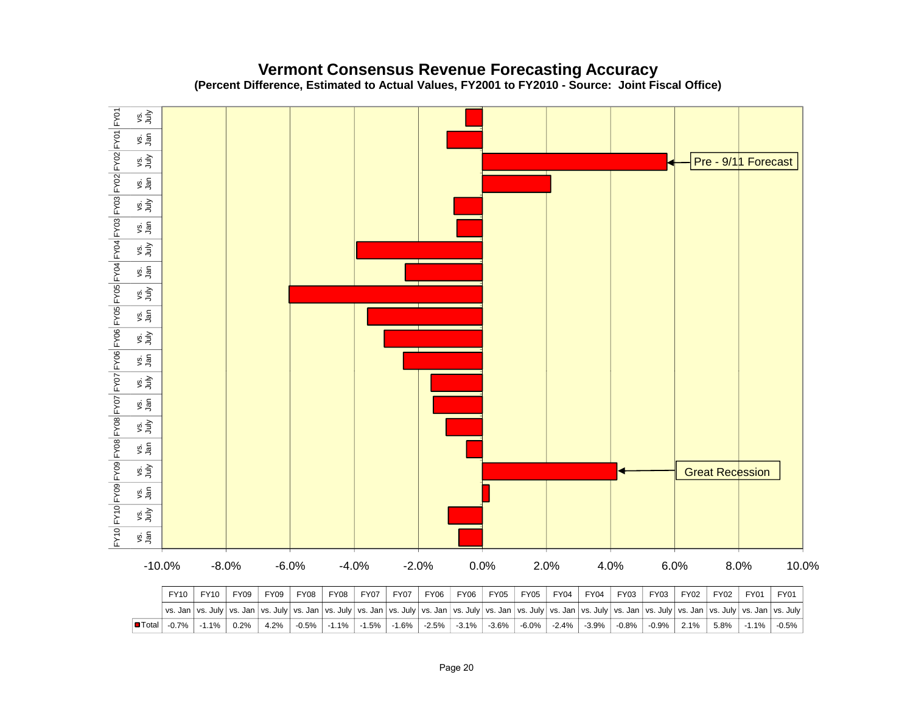# Vermont Consensus Revenue Forecasting Accuracy

**(Percent Difference, Estimated to Actual Values, FY2001 to FY2010 - Source: Joint Fiscal Office)**

FY01 vs. July
FY01 vs. Jan
FY02 vs. July
FY02 vs. Jan
FY03 vs. July
FY03 vs. Jan
FY04 vs. July
FY04 vs. Jan
FY05 vs. July
FY05 vs. Jan
FY06 vs. July
FY06 vs. Jan
FY07 vs. July
FY07 vs. Jan
FY08 vs. July
FY08 vs. Jan
FY09 vs. July
FY09 vs. Jan
FY10 vs. July
FY10 vs. Jan

Pre - 9/11 Forecast

Great Recession

-10.0% -8.0% -6.0% -4.0% -2.0% 0.0% 2.0% 4.0% 6.0% 8.0% 10.0%

| | FY10 | FY10 | FY09 | FY09 | FY08 | FY08 | FY07 | FY07 | FY06 | FY06 | FY05 | FY05 | FY04 | FY04 | FY03 | FY03 | FY02 | FY02 | FY01 | FY01 |
|---|---|---|---|---|---|---|---|---|---|---|---|---|---|---|---|---|---|---|---|---|
| | vs. Jan | vs. July | vs. Jan | vs. July | vs. Jan | vs. July | vs. Jan | vs. July | vs. Jan | vs. July | vs. Jan | vs. July | vs. Jan | vs. July | vs. Jan | vs. July | vs. Jan | vs. July | vs. Jan | vs. July |
| Total | -0.7% | -1.1% | 0.2% | 4.2% | -0.5% | -1.1% | -1.5% | -1.6% | -2.5% | -3.1% | -3.6% | -6.0% | -2.4% | -3.9% | -0.8% | -0.9% | 2.1% | 5.8% | -1.1% | -0.5% |